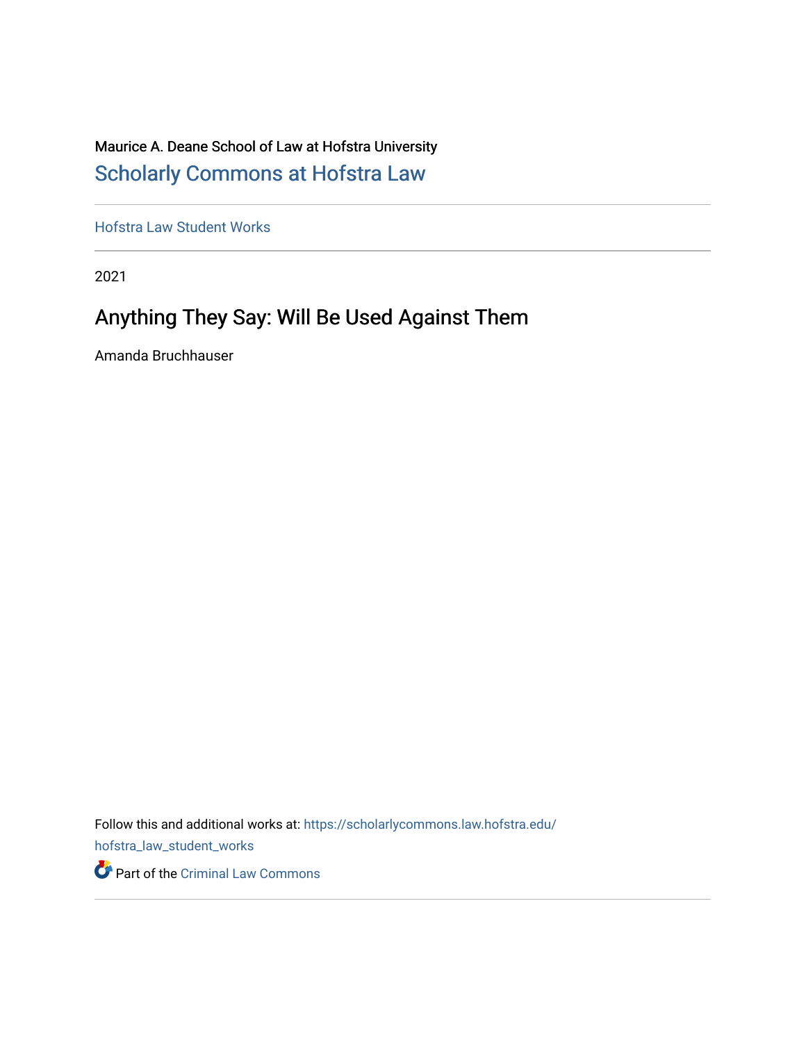Maurice A. Deane School of Law at Hofstra University

Scholarly Commons at Hofstra Law

Hofstra Law Student Works

2021

# Anything They Say: Will Be Used Against Them

Amanda Bruchhauser

Follow this and additional works at: https://scholarlycommons.law.hofstra.edu/hofstra_law_student_works

Part of the Criminal Law Commons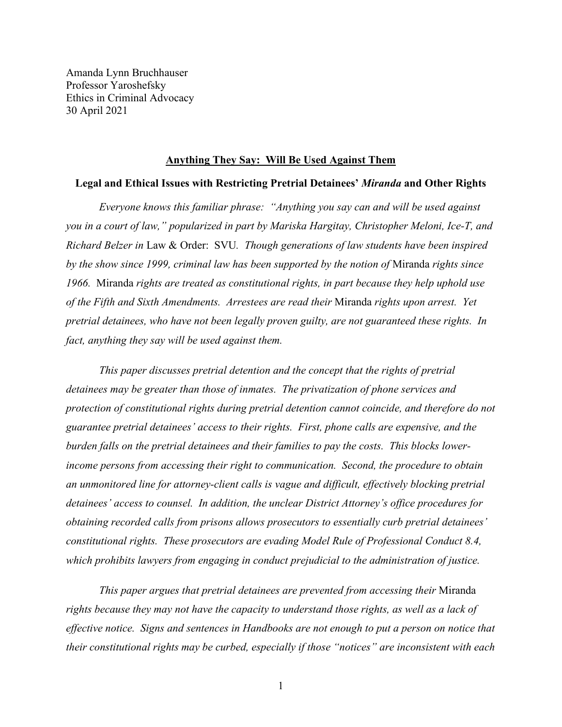Amanda Lynn Bruchhauser
Professor Yaroshefsky
Ethics in Criminal Advocacy
30 April 2021

## Anything They Say: Will Be Used Against Them

### Legal and Ethical Issues with Restricting Pretrial Detainees' *Miranda* and Other Rights

*Everyone knows this familiar phrase: "Anything you say can and will be used against you in a court of law," popularized in part by Mariska Hargitay, Christopher Meloni, Ice-T, and Richard Belzer in* Law & Order: SVU*. Though generations of law students have been inspired by the show since 1999, criminal law has been supported by the notion of* Miranda *rights since 1966.* Miranda *rights are treated as constitutional rights, in part because they help uphold use of the Fifth and Sixth Amendments. Arrestees are read their* Miranda *rights upon arrest. Yet pretrial detainees, who have not been legally proven guilty, are not guaranteed these rights. In fact, anything they say will be used against them.*

*This paper discusses pretrial detention and the concept that the rights of pretrial detainees may be greater than those of inmates. The privatization of phone services and protection of constitutional rights during pretrial detention cannot coincide, and therefore do not guarantee pretrial detainees' access to their rights. First, phone calls are expensive, and the burden falls on the pretrial detainees and their families to pay the costs. This blocks lower-income persons from accessing their right to communication. Second, the procedure to obtain an unmonitored line for attorney-client calls is vague and difficult, effectively blocking pretrial detainees' access to counsel. In addition, the unclear District Attorney's office procedures for obtaining recorded calls from prisons allows prosecutors to essentially curb pretrial detainees' constitutional rights. These prosecutors are evading Model Rule of Professional Conduct 8.4, which prohibits lawyers from engaging in conduct prejudicial to the administration of justice.*

*This paper argues that pretrial detainees are prevented from accessing their* Miranda *rights because they may not have the capacity to understand those rights, as well as a lack of effective notice. Signs and sentences in Handbooks are not enough to put a person on notice that their constitutional rights may be curbed, especially if those "notices" are inconsistent with each*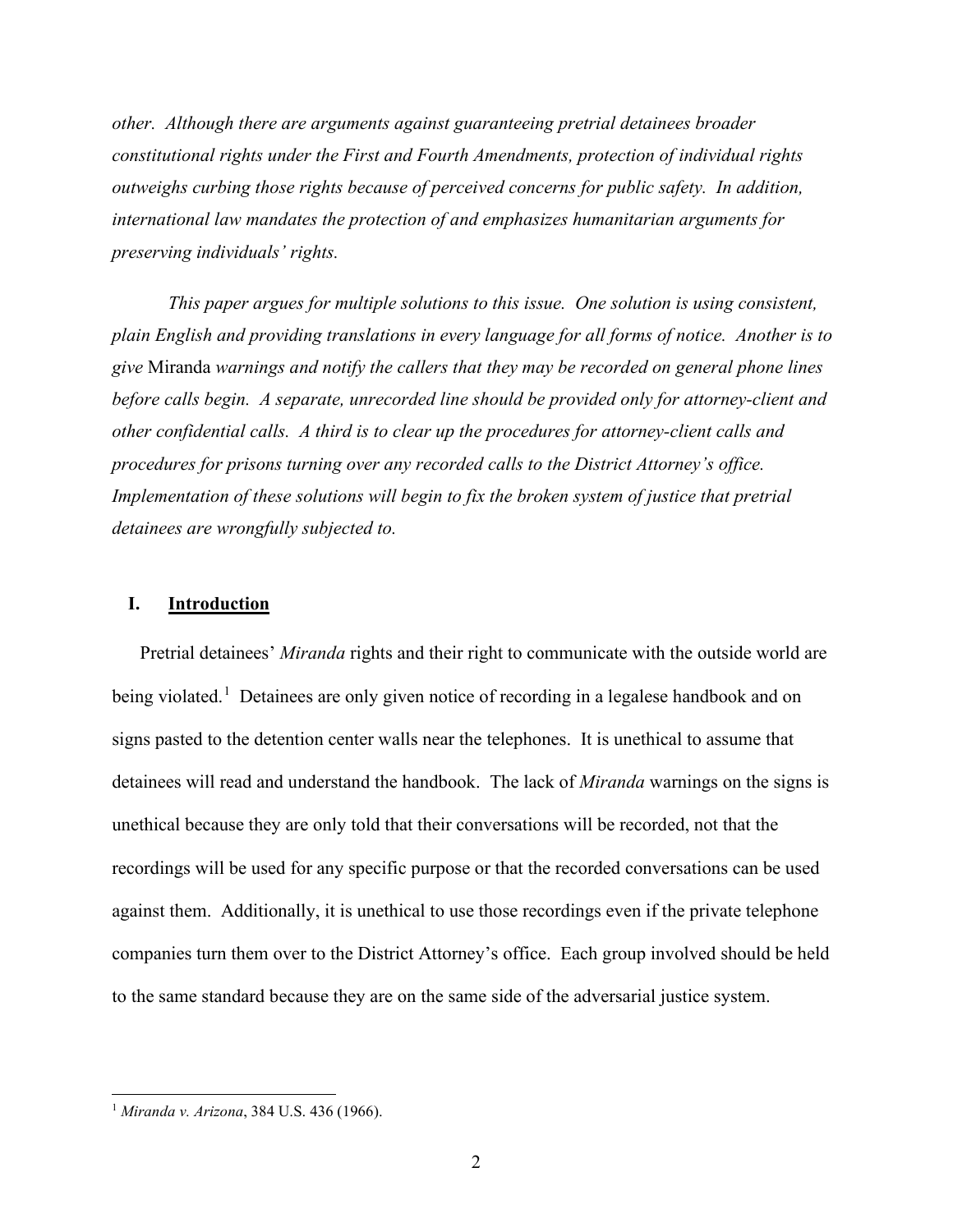*other. Although there are arguments against guaranteeing pretrial detainees broader constitutional rights under the First and Fourth Amendments, protection of individual rights outweighs curbing those rights because of perceived concerns for public safety. In addition, international law mandates the protection of and emphasizes humanitarian arguments for preserving individuals' rights.*

*This paper argues for multiple solutions to this issue. One solution is using consistent, plain English and providing translations in every language for all forms of notice. Another is to give* Miranda *warnings and notify the callers that they may be recorded on general phone lines before calls begin. A separate, unrecorded line should be provided only for attorney-client and other confidential calls. A third is to clear up the procedures for attorney-client calls and procedures for prisons turning over any recorded calls to the District Attorney's office. Implementation of these solutions will begin to fix the broken system of justice that pretrial detainees are wrongfully subjected to.*

## I. <u>Introduction</u>

Pretrial detainees' *Miranda* rights and their right to communicate with the outside world are being violated.[1] Detainees are only given notice of recording in a legalese handbook and on signs pasted to the detention center walls near the telephones. It is unethical to assume that detainees will read and understand the handbook. The lack of *Miranda* warnings on the signs is unethical because they are only told that their conversations will be recorded, not that the recordings will be used for any specific purpose or that the recorded conversations can be used against them. Additionally, it is unethical to use those recordings even if the private telephone companies turn them over to the District Attorney's office. Each group involved should be held to the same standard because they are on the same side of the adversarial justice system.

---

[1] *Miranda v. Arizona*, 384 U.S. 436 (1966).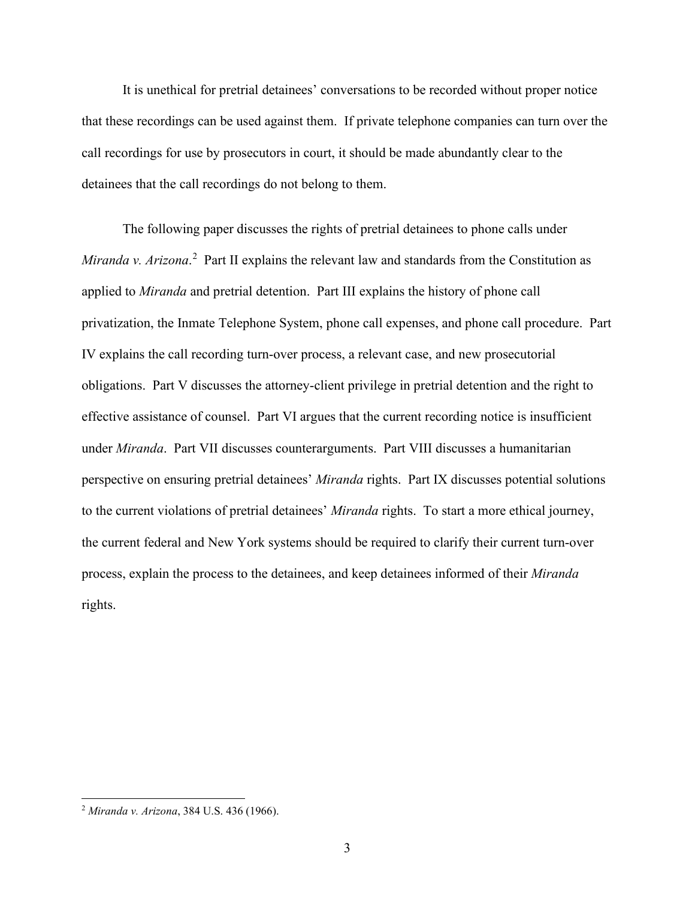It is unethical for pretrial detainees' conversations to be recorded without proper notice that these recordings can be used against them. If private telephone companies can turn over the call recordings for use by prosecutors in court, it should be made abundantly clear to the detainees that the call recordings do not belong to them.

The following paper discusses the rights of pretrial detainees to phone calls under *Miranda v. Arizona*.[2] Part II explains the relevant law and standards from the Constitution as applied to *Miranda* and pretrial detention. Part III explains the history of phone call privatization, the Inmate Telephone System, phone call expenses, and phone call procedure. Part IV explains the call recording turn-over process, a relevant case, and new prosecutorial obligations. Part V discusses the attorney-client privilege in pretrial detention and the right to effective assistance of counsel. Part VI argues that the current recording notice is insufficient under *Miranda*. Part VII discusses counterarguments. Part VIII discusses a humanitarian perspective on ensuring pretrial detainees' *Miranda* rights. Part IX discusses potential solutions to the current violations of pretrial detainees' *Miranda* rights. To start a more ethical journey, the current federal and New York systems should be required to clarify their current turn-over process, explain the process to the detainees, and keep detainees informed of their *Miranda* rights.

---

[2] *Miranda v. Arizona*, 384 U.S. 436 (1966).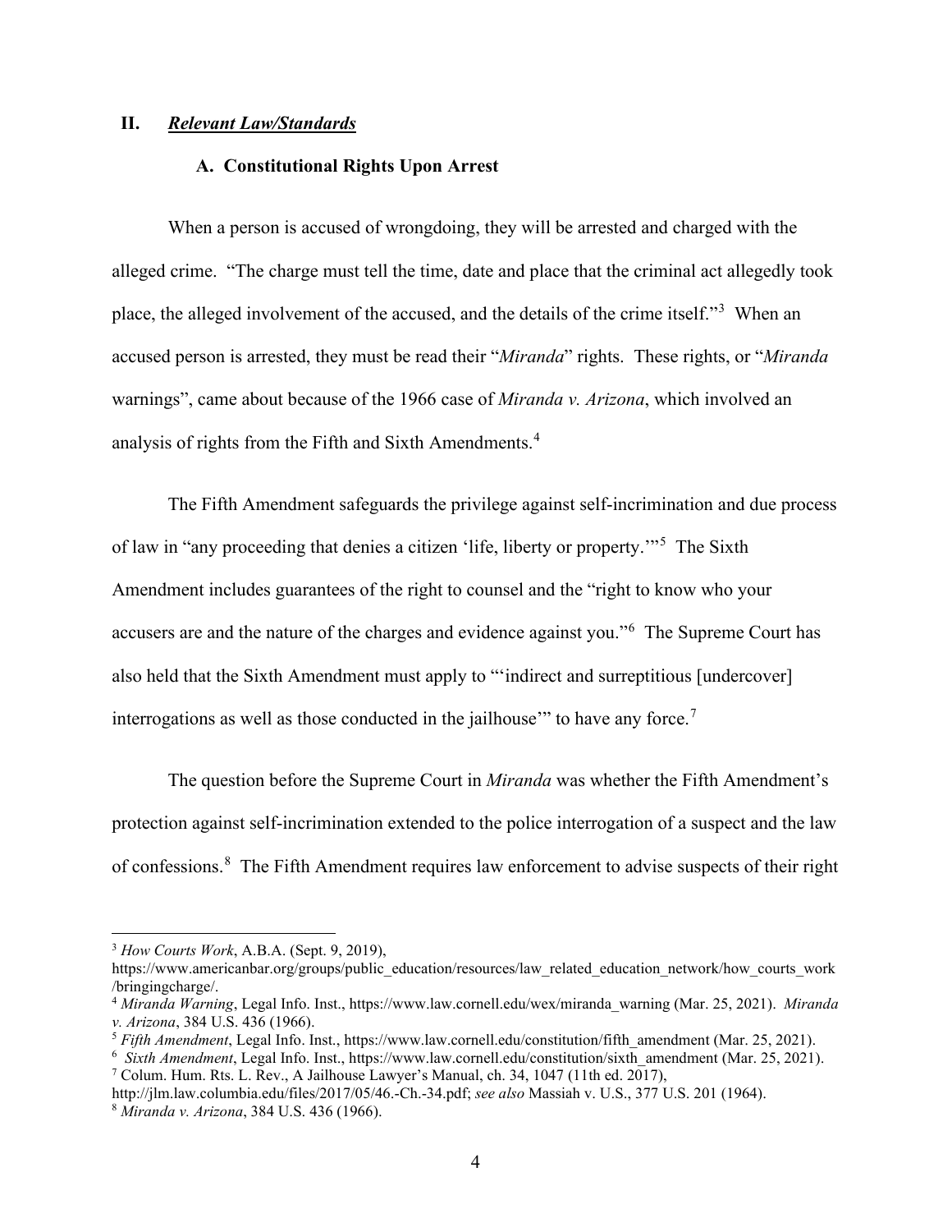## II. *Relevant Law/Standards*

### A. Constitutional Rights Upon Arrest

When a person is accused of wrongdoing, they will be arrested and charged with the alleged crime. "The charge must tell the time, date and place that the criminal act allegedly took place, the alleged involvement of the accused, and the details of the crime itself."[3] When an accused person is arrested, they must be read their "*Miranda*" rights. These rights, or "*Miranda* warnings", came about because of the 1966 case of *Miranda v. Arizona*, which involved an analysis of rights from the Fifth and Sixth Amendments.[4]

The Fifth Amendment safeguards the privilege against self-incrimination and due process of law in "any proceeding that denies a citizen 'life, liberty or property.'"[5] The Sixth Amendment includes guarantees of the right to counsel and the "right to know who your accusers are and the nature of the charges and evidence against you."[6] The Supreme Court has also held that the Sixth Amendment must apply to "'indirect and surreptitious [undercover] interrogations as well as those conducted in the jailhouse'" to have any force.[7]

The question before the Supreme Court in *Miranda* was whether the Fifth Amendment's protection against self-incrimination extended to the police interrogation of a suspect and the law of confessions.[8] The Fifth Amendment requires law enforcement to advise suspects of their right

---

[3] *How Courts Work*, A.B.A. (Sept. 9, 2019), https://www.americanbar.org/groups/public_education/resources/law_related_education_network/how_courts_work/bringingcharge/.

[4] *Miranda Warning*, Legal Info. Inst., https://www.law.cornell.edu/wex/miranda_warning (Mar. 25, 2021). *Miranda v. Arizona*, 384 U.S. 436 (1966).

[5] *Fifth Amendment*, Legal Info. Inst., https://www.law.cornell.edu/constitution/fifth_amendment (Mar. 25, 2021).

[6] *Sixth Amendment*, Legal Info. Inst., https://www.law.cornell.edu/constitution/sixth_amendment (Mar. 25, 2021).

[7] Colum. Hum. Rts. L. Rev., A Jailhouse Lawyer's Manual, ch. 34, 1047 (11th ed. 2017), http://jlm.law.columbia.edu/files/2017/05/46.-Ch.-34.pdf; *see also* Massiah v. U.S., 377 U.S. 201 (1964).

[8] *Miranda v. Arizona*, 384 U.S. 436 (1966).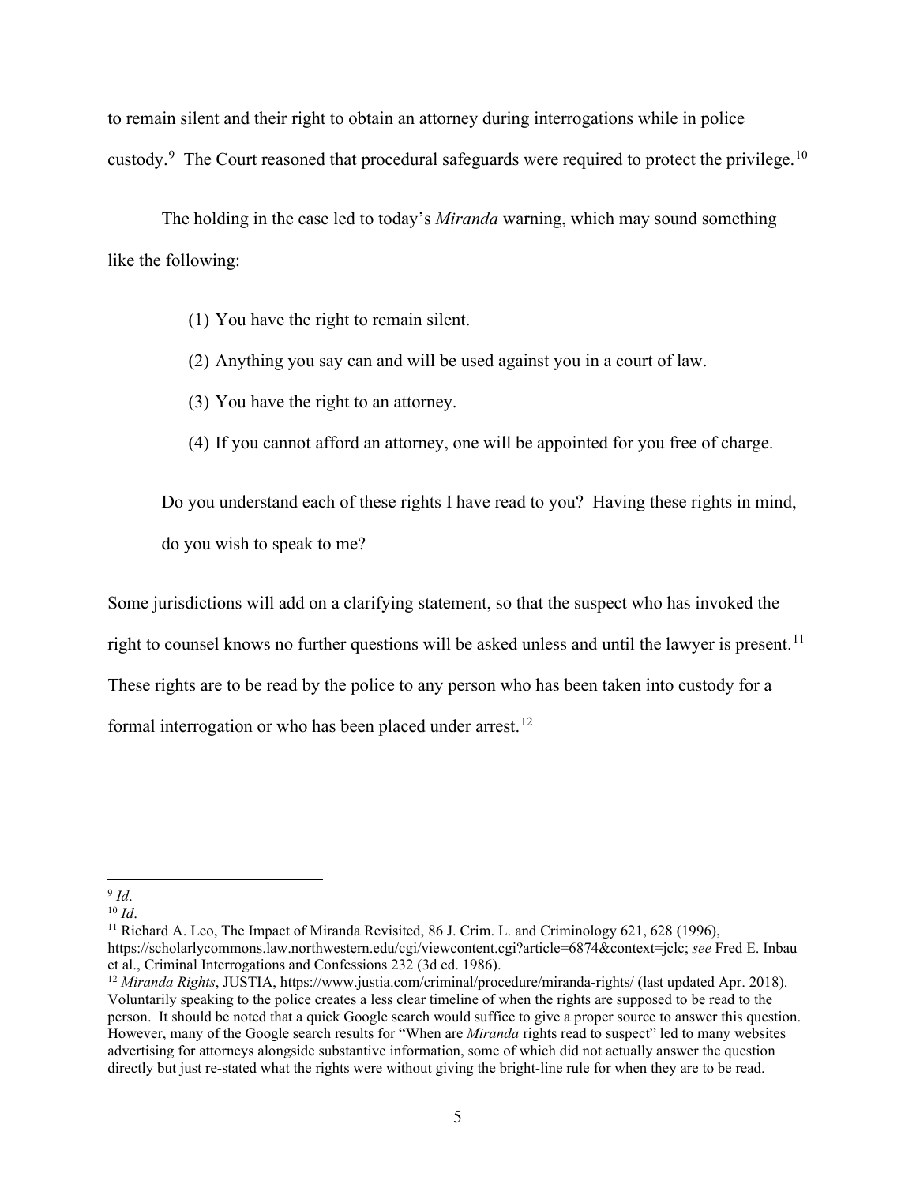to remain silent and their right to obtain an attorney during interrogations while in police custody.[9] The Court reasoned that procedural safeguards were required to protect the privilege.[10]

The holding in the case led to today's *Miranda* warning, which may sound something like the following:

> (1) You have the right to remain silent.
>
> (2) Anything you say can and will be used against you in a court of law.
>
> (3) You have the right to an attorney.
>
> (4) If you cannot afford an attorney, one will be appointed for you free of charge.
>
> Do you understand each of these rights I have read to you? Having these rights in mind, do you wish to speak to me?

Some jurisdictions will add on a clarifying statement, so that the suspect who has invoked the right to counsel knows no further questions will be asked unless and until the lawyer is present.[11] These rights are to be read by the police to any person who has been taken into custody for a formal interrogation or who has been placed under arrest.[12]

---

[9] *Id*.

[10] *Id*.

[11] Richard A. Leo, The Impact of Miranda Revisited, 86 J. Crim. L. and Criminology 621, 628 (1996), https://scholarlycommons.law.northwestern.edu/cgi/viewcontent.cgi?article=6874&context=jclc; *see* Fred E. Inbau et al., Criminal Interrogations and Confessions 232 (3d ed. 1986).

[12] *Miranda Rights*, JUSTIA, https://www.justia.com/criminal/procedure/miranda-rights/ (last updated Apr. 2018). Voluntarily speaking to the police creates a less clear timeline of when the rights are supposed to be read to the person. It should be noted that a quick Google search would suffice to give a proper source to answer this question. However, many of the Google search results for "When are *Miranda* rights read to suspect" led to many websites advertising for attorneys alongside substantive information, some of which did not actually answer the question directly but just re-stated what the rights were without giving the bright-line rule for when they are to be read.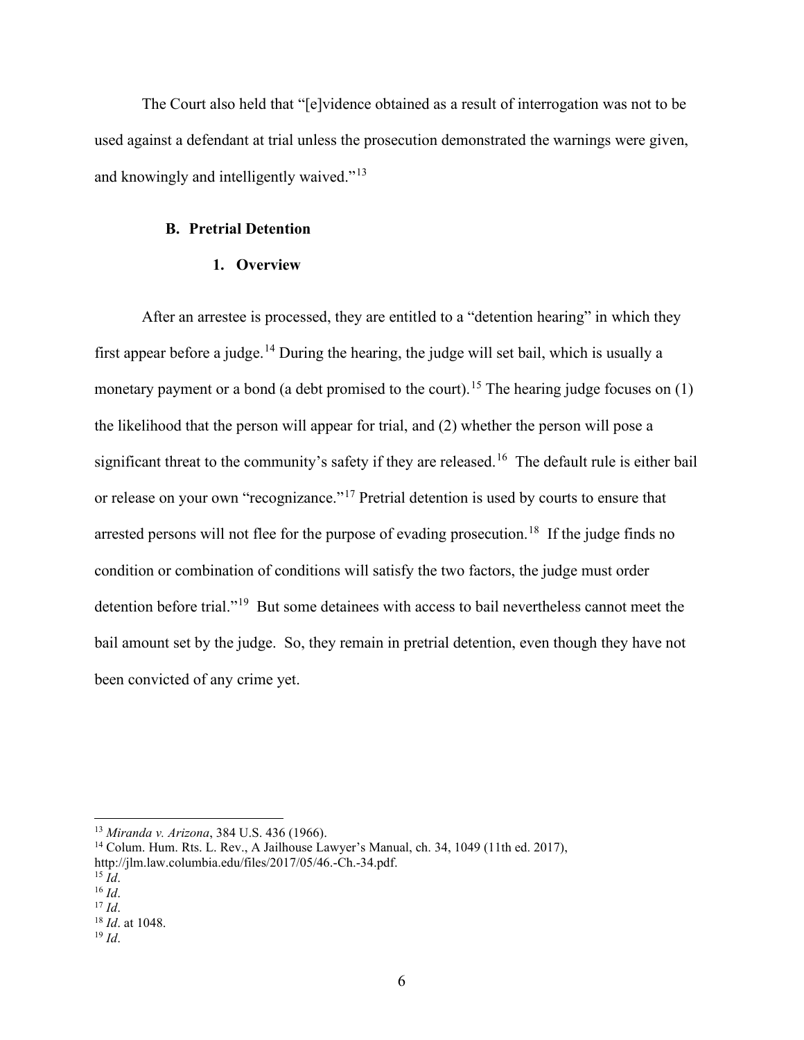The Court also held that "[e]vidence obtained as a result of interrogation was not to be used against a defendant at trial unless the prosecution demonstrated the warnings were given, and knowingly and intelligently waived."[13]

### B. Pretrial Detention

#### 1. Overview

After an arrestee is processed, they are entitled to a "detention hearing" in which they first appear before a judge.[14] During the hearing, the judge will set bail, which is usually a monetary payment or a bond (a debt promised to the court).[15] The hearing judge focuses on (1) the likelihood that the person will appear for trial, and (2) whether the person will pose a significant threat to the community's safety if they are released.[16] The default rule is either bail or release on your own "recognizance."[17] Pretrial detention is used by courts to ensure that arrested persons will not flee for the purpose of evading prosecution.[18] If the judge finds no condition or combination of conditions will satisfy the two factors, the judge must order detention before trial."[19] But some detainees with access to bail nevertheless cannot meet the bail amount set by the judge. So, they remain in pretrial detention, even though they have not been convicted of any crime yet.

---

[13] *Miranda v. Arizona*, 384 U.S. 436 (1966).

[14] Colum. Hum. Rts. L. Rev., A Jailhouse Lawyer's Manual, ch. 34, 1049 (11th ed. 2017), http://jlm.law.columbia.edu/files/2017/05/46.-Ch.-34.pdf.

[15] *Id*.

[16] *Id*.

[17] *Id*.

[18] *Id*. at 1048.

[19] *Id*.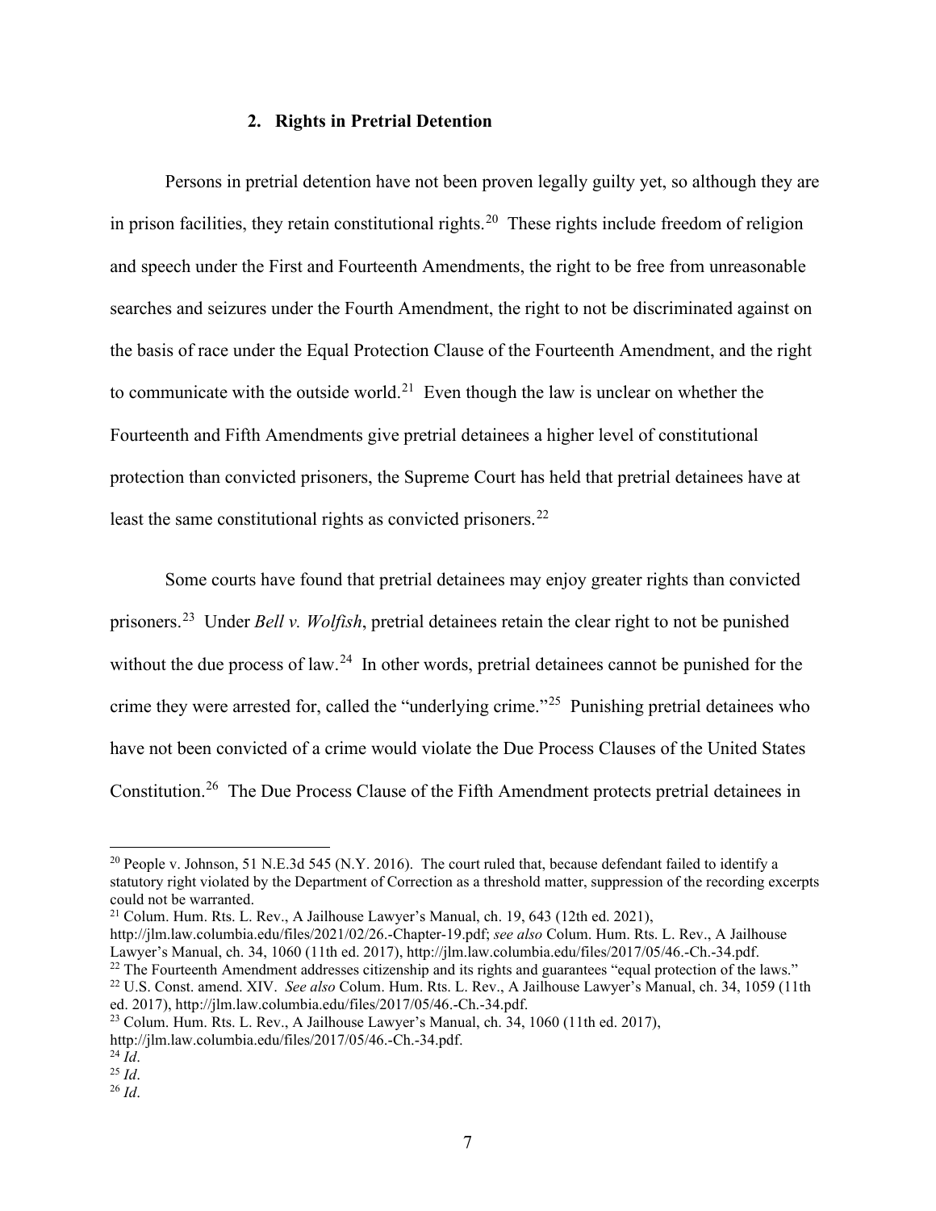### 2. Rights in Pretrial Detention

Persons in pretrial detention have not been proven legally guilty yet, so although they are in prison facilities, they retain constitutional rights.[20] These rights include freedom of religion and speech under the First and Fourteenth Amendments, the right to be free from unreasonable searches and seizures under the Fourth Amendment, the right to not be discriminated against on the basis of race under the Equal Protection Clause of the Fourteenth Amendment, and the right to communicate with the outside world.[21] Even though the law is unclear on whether the Fourteenth and Fifth Amendments give pretrial detainees a higher level of constitutional protection than convicted prisoners, the Supreme Court has held that pretrial detainees have at least the same constitutional rights as convicted prisoners.[22]

Some courts have found that pretrial detainees may enjoy greater rights than convicted prisoners.[23] Under *Bell v. Wolfish*, pretrial detainees retain the clear right to not be punished without the due process of law.[24] In other words, pretrial detainees cannot be punished for the crime they were arrested for, called the "underlying crime."[25] Punishing pretrial detainees who have not been convicted of a crime would violate the Due Process Clauses of the United States Constitution.[26] The Due Process Clause of the Fifth Amendment protects pretrial detainees in

---

[20] People v. Johnson, 51 N.E.3d 545 (N.Y. 2016). The court ruled that, because defendant failed to identify a statutory right violated by the Department of Correction as a threshold matter, suppression of the recording excerpts could not be warranted.

[21] Colum. Hum. Rts. L. Rev., A Jailhouse Lawyer's Manual, ch. 19, 643 (12th ed. 2021), http://jlm.law.columbia.edu/files/2021/02/26.-Chapter-19.pdf; *see also* Colum. Hum. Rts. L. Rev., A Jailhouse Lawyer's Manual, ch. 34, 1060 (11th ed. 2017), http://jlm.law.columbia.edu/files/2017/05/46.-Ch.-34.pdf.

[22] The Fourteenth Amendment addresses citizenship and its rights and guarantees "equal protection of the laws."

[22] U.S. Const. amend. XIV. *See also* Colum. Hum. Rts. L. Rev., A Jailhouse Lawyer's Manual, ch. 34, 1059 (11th ed. 2017), http://jlm.law.columbia.edu/files/2017/05/46.-Ch.-34.pdf.

[23] Colum. Hum. Rts. L. Rev., A Jailhouse Lawyer's Manual, ch. 34, 1060 (11th ed. 2017), http://jlm.law.columbia.edu/files/2017/05/46.-Ch.-34.pdf.

[24] *Id*.

[25] *Id*.

[26] *Id*.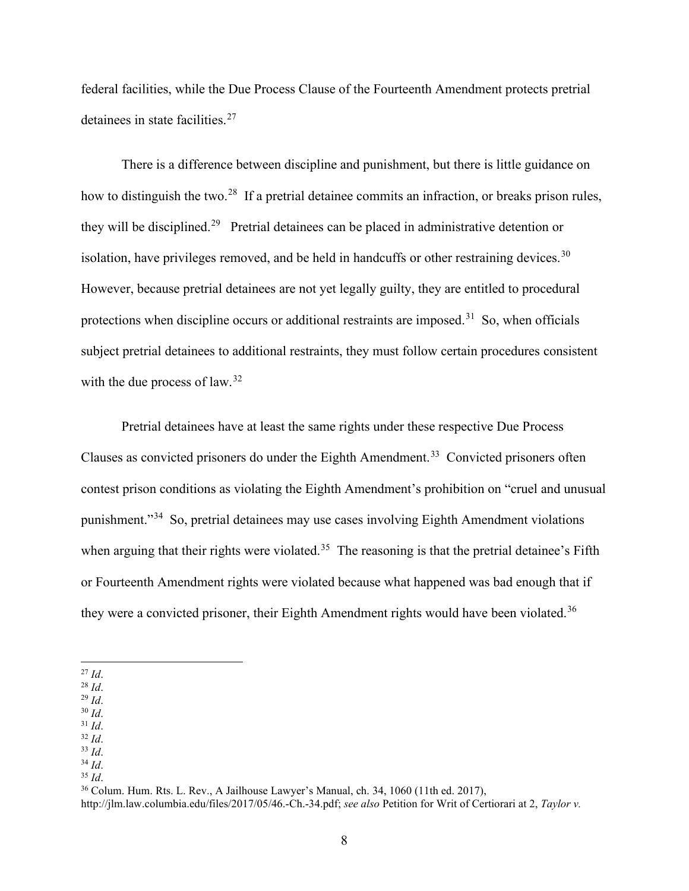federal facilities, while the Due Process Clause of the Fourteenth Amendment protects pretrial detainees in state facilities.[27]

There is a difference between discipline and punishment, but there is little guidance on how to distinguish the two.[28] If a pretrial detainee commits an infraction, or breaks prison rules, they will be disciplined.[29] Pretrial detainees can be placed in administrative detention or isolation, have privileges removed, and be held in handcuffs or other restraining devices.[30] However, because pretrial detainees are not yet legally guilty, they are entitled to procedural protections when discipline occurs or additional restraints are imposed.[31] So, when officials subject pretrial detainees to additional restraints, they must follow certain procedures consistent with the due process of law.[32]

Pretrial detainees have at least the same rights under these respective Due Process Clauses as convicted prisoners do under the Eighth Amendment.[33] Convicted prisoners often contest prison conditions as violating the Eighth Amendment's prohibition on "cruel and unusual punishment."[34] So, pretrial detainees may use cases involving Eighth Amendment violations when arguing that their rights were violated.[35] The reasoning is that the pretrial detainee's Fifth or Fourteenth Amendment rights were violated because what happened was bad enough that if they were a convicted prisoner, their Eighth Amendment rights would have been violated.[36]

---

[27] *Id*.
[28] *Id*.
[29] *Id*.
[30] *Id*.
[31] *Id*.
[32] *Id*.
[33] *Id*.
[34] *Id*.
[35] *Id*.
[36] Colum. Hum. Rts. L. Rev., A Jailhouse Lawyer's Manual, ch. 34, 1060 (11th ed. 2017), http://jlm.law.columbia.edu/files/2017/05/46.-Ch.-34.pdf; *see also* Petition for Writ of Certiorari at 2, *Taylor v.*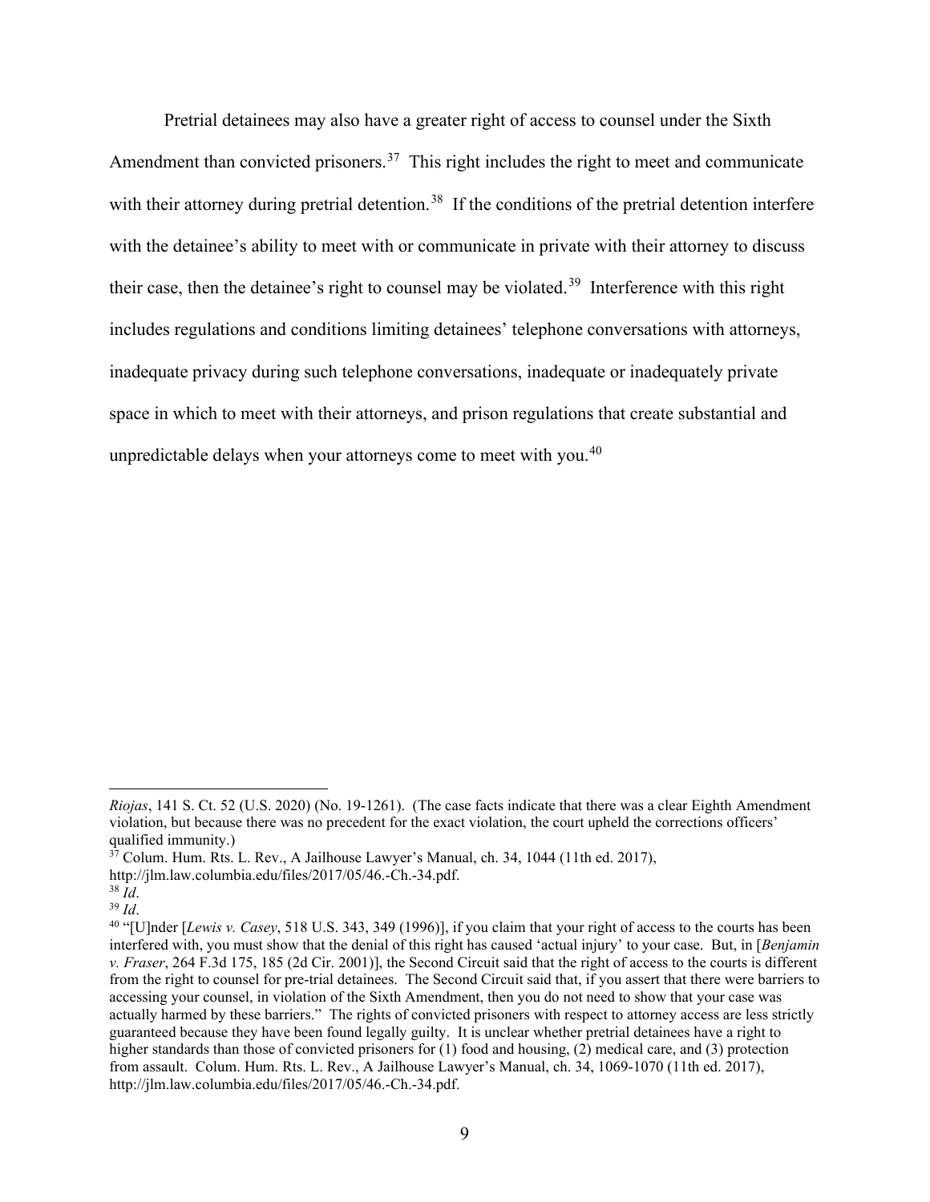Pretrial detainees may also have a greater right of access to counsel under the Sixth Amendment than convicted prisoners.[37] This right includes the right to meet and communicate with their attorney during pretrial detention.[38] If the conditions of the pretrial detention interfere with the detainee's ability to meet with or communicate in private with their attorney to discuss their case, then the detainee's right to counsel may be violated.[39] Interference with this right includes regulations and conditions limiting detainees' telephone conversations with attorneys, inadequate privacy during such telephone conversations, inadequate or inadequately private space in which to meet with their attorneys, and prison regulations that create substantial and unpredictable delays when your attorneys come to meet with you.[40]

---

*Riojas*, 141 S. Ct. 52 (U.S. 2020) (No. 19-1261). (The case facts indicate that there was a clear Eighth Amendment violation, but because there was no precedent for the exact violation, the court upheld the corrections officers' qualified immunity.)

[37] Colum. Hum. Rts. L. Rev., A Jailhouse Lawyer's Manual, ch. 34, 1044 (11th ed. 2017), http://jlm.law.columbia.edu/files/2017/05/46.-Ch.-34.pdf.

[38] *Id*.

[39] *Id*.

[40] "[U]nder [*Lewis v. Casey*, 518 U.S. 343, 349 (1996)], if you claim that your right of access to the courts has been interfered with, you must show that the denial of this right has caused 'actual injury' to your case. But, in [*Benjamin v. Fraser*, 264 F.3d 175, 185 (2d Cir. 2001)], the Second Circuit said that the right of access to the courts is different from the right to counsel for pre-trial detainees. The Second Circuit said that, if you assert that there were barriers to accessing your counsel, in violation of the Sixth Amendment, then you do not need to show that your case was actually harmed by these barriers." The rights of convicted prisoners with respect to attorney access are less strictly guaranteed because they have been found legally guilty. It is unclear whether pretrial detainees have a right to higher standards than those of convicted prisoners for (1) food and housing, (2) medical care, and (3) protection from assault. Colum. Hum. Rts. L. Rev., A Jailhouse Lawyer's Manual, ch. 34, 1069-1070 (11th ed. 2017), http://jlm.law.columbia.edu/files/2017/05/46.-Ch.-34.pdf.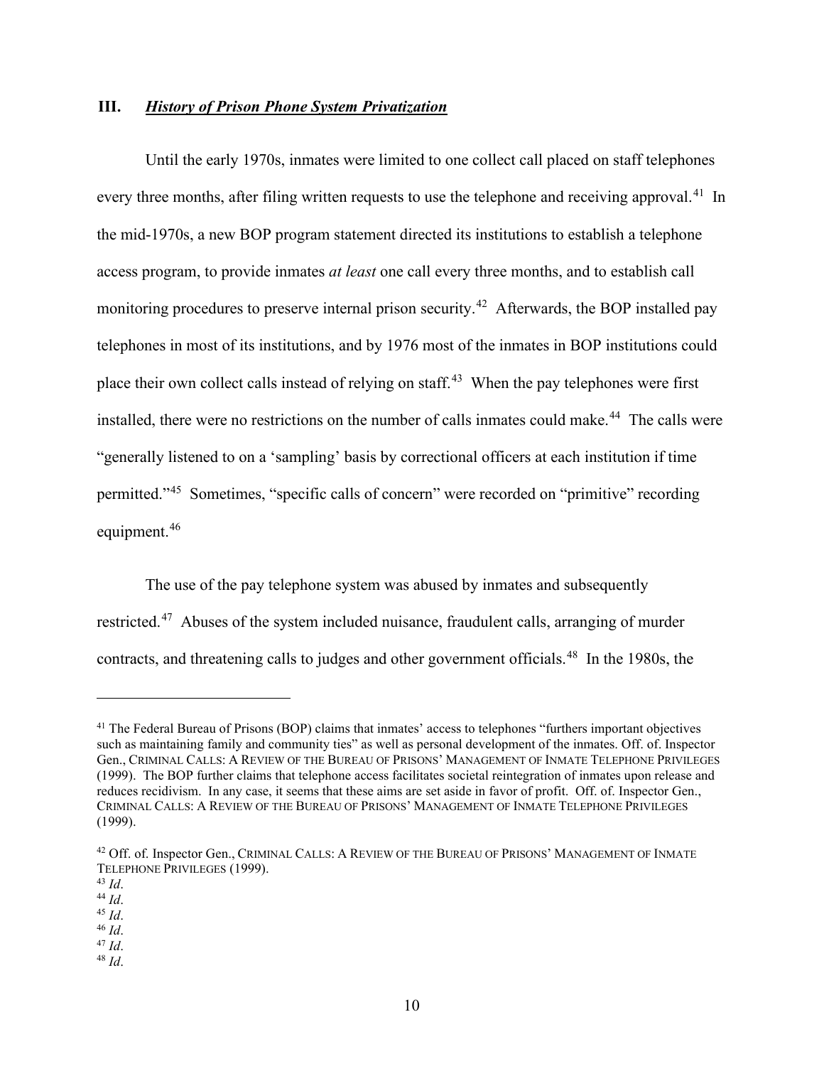### III. ***History of Prison Phone System Privatization***

Until the early 1970s, inmates were limited to one collect call placed on staff telephones every three months, after filing written requests to use the telephone and receiving approval.[41] In the mid-1970s, a new BOP program statement directed its institutions to establish a telephone access program, to provide inmates *at least* one call every three months, and to establish call monitoring procedures to preserve internal prison security.[42] Afterwards, the BOP installed pay telephones in most of its institutions, and by 1976 most of the inmates in BOP institutions could place their own collect calls instead of relying on staff.[43] When the pay telephones were first installed, there were no restrictions on the number of calls inmates could make.[44] The calls were "generally listened to on a 'sampling' basis by correctional officers at each institution if time permitted."[45] Sometimes, "specific calls of concern" were recorded on "primitive" recording equipment.[46]

The use of the pay telephone system was abused by inmates and subsequently restricted.[47] Abuses of the system included nuisance, fraudulent calls, arranging of murder contracts, and threatening calls to judges and other government officials.[48] In the 1980s, the

---

[41] The Federal Bureau of Prisons (BOP) claims that inmates' access to telephones "furthers important objectives such as maintaining family and community ties" as well as personal development of the inmates. Off. of. Inspector Gen., CRIMINAL CALLS: A REVIEW OF THE BUREAU OF PRISONS' MANAGEMENT OF INMATE TELEPHONE PRIVILEGES (1999). The BOP further claims that telephone access facilitates societal reintegration of inmates upon release and reduces recidivism. In any case, it seems that these aims are set aside in favor of profit. Off. of. Inspector Gen., CRIMINAL CALLS: A REVIEW OF THE BUREAU OF PRISONS' MANAGEMENT OF INMATE TELEPHONE PRIVILEGES (1999).

[42] Off. of. Inspector Gen., CRIMINAL CALLS: A REVIEW OF THE BUREAU OF PRISONS' MANAGEMENT OF INMATE TELEPHONE PRIVILEGES (1999).

[43] *Id*.

[44] *Id*.

[45] *Id*.

[46] *Id*.

[47] *Id*.

[48] *Id*.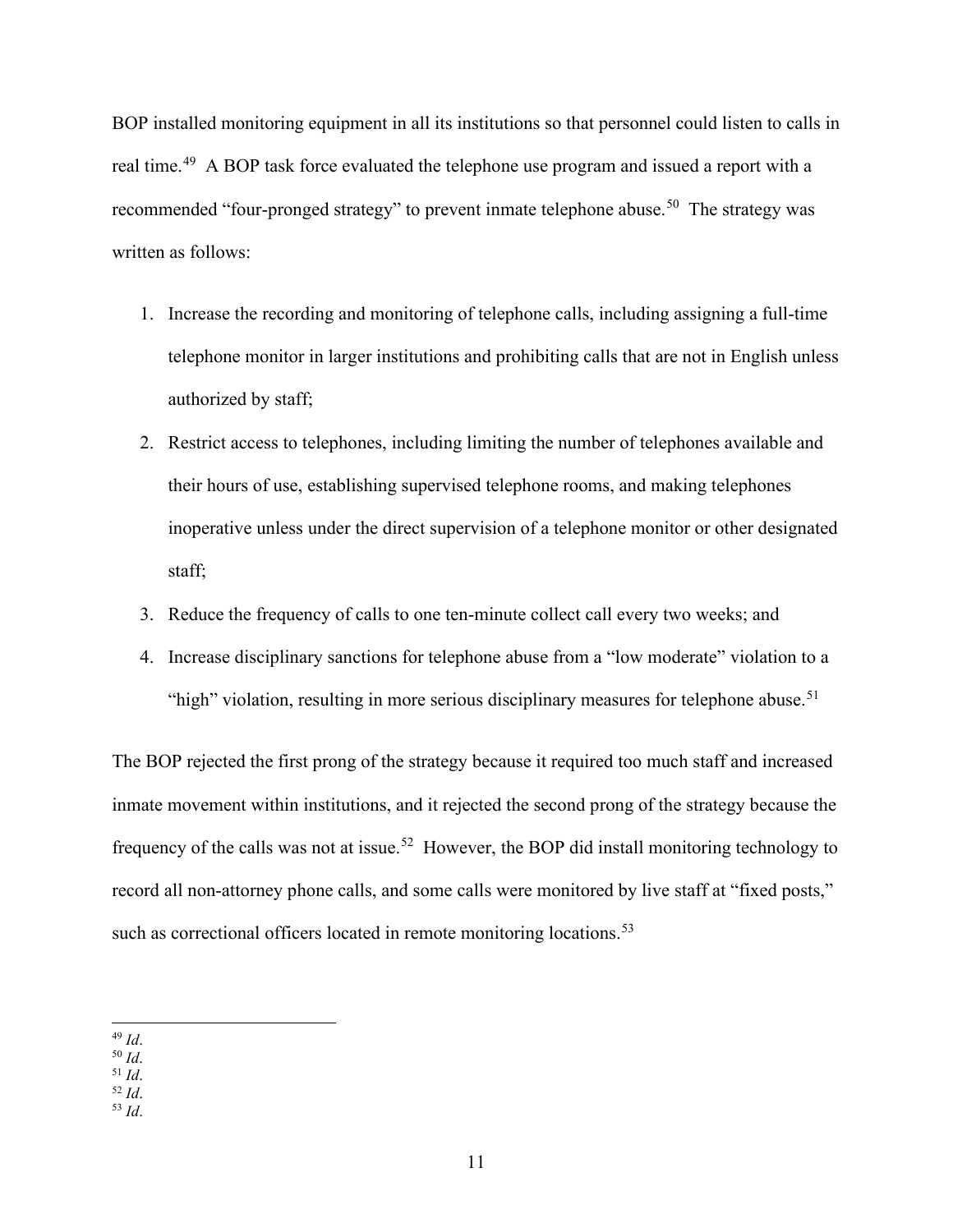BOP installed monitoring equipment in all its institutions so that personnel could listen to calls in real time.[49] A BOP task force evaluated the telephone use program and issued a report with a recommended "four-pronged strategy" to prevent inmate telephone abuse.[50] The strategy was written as follows:

1. Increase the recording and monitoring of telephone calls, including assigning a full-time telephone monitor in larger institutions and prohibiting calls that are not in English unless authorized by staff;
2. Restrict access to telephones, including limiting the number of telephones available and their hours of use, establishing supervised telephone rooms, and making telephones inoperative unless under the direct supervision of a telephone monitor or other designated staff;
3. Reduce the frequency of calls to one ten-minute collect call every two weeks; and
4. Increase disciplinary sanctions for telephone abuse from a "low moderate" violation to a "high" violation, resulting in more serious disciplinary measures for telephone abuse.[51]

The BOP rejected the first prong of the strategy because it required too much staff and increased inmate movement within institutions, and it rejected the second prong of the strategy because the frequency of the calls was not at issue.[52] However, the BOP did install monitoring technology to record all non-attorney phone calls, and some calls were monitored by live staff at "fixed posts," such as correctional officers located in remote monitoring locations.[53]

---

[49] *Id*.
[50] *Id*.
[51] *Id*.
[52] *Id*.
[53] *Id*.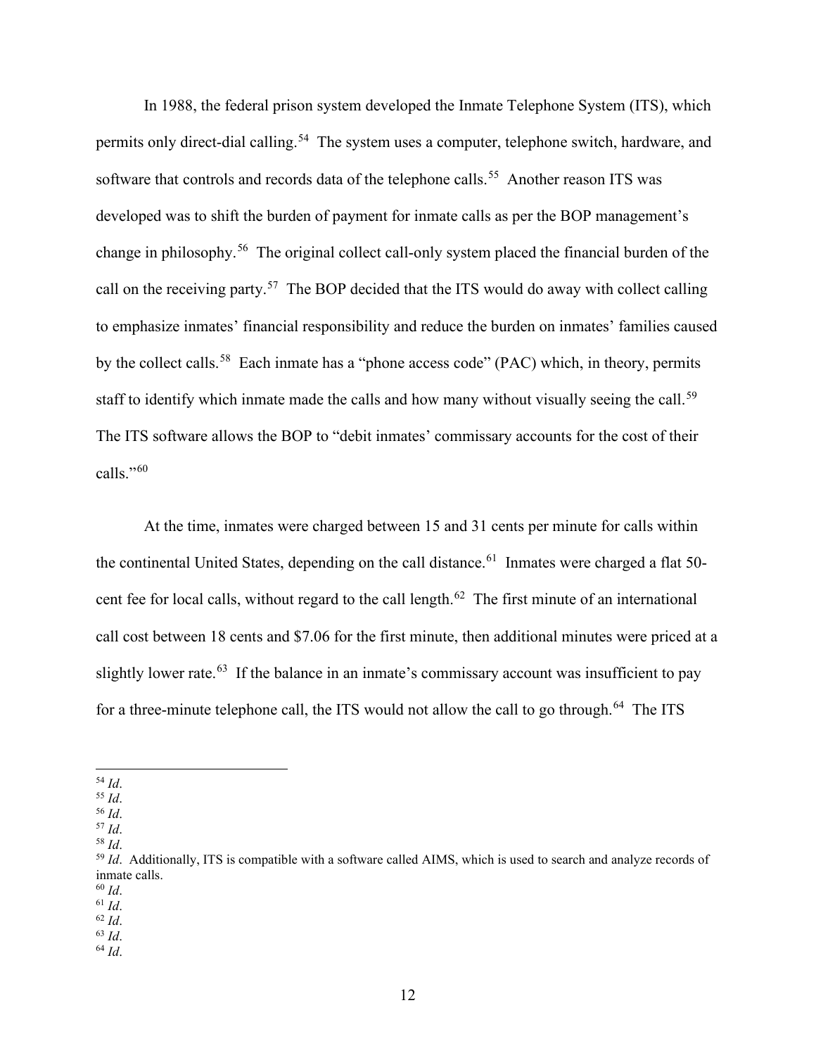In 1988, the federal prison system developed the Inmate Telephone System (ITS), which permits only direct-dial calling.[54] The system uses a computer, telephone switch, hardware, and software that controls and records data of the telephone calls.[55] Another reason ITS was developed was to shift the burden of payment for inmate calls as per the BOP management's change in philosophy.[56] The original collect call-only system placed the financial burden of the call on the receiving party.[57] The BOP decided that the ITS would do away with collect calling to emphasize inmates' financial responsibility and reduce the burden on inmates' families caused by the collect calls.[58] Each inmate has a "phone access code" (PAC) which, in theory, permits staff to identify which inmate made the calls and how many without visually seeing the call.[59] The ITS software allows the BOP to "debit inmates' commissary accounts for the cost of their calls."[60]

At the time, inmates were charged between 15 and 31 cents per minute for calls within the continental United States, depending on the call distance.[61] Inmates were charged a flat 50-cent fee for local calls, without regard to the call length.[62] The first minute of an international call cost between 18 cents and $7.06 for the first minute, then additional minutes were priced at a slightly lower rate.[63] If the balance in an inmate's commissary account was insufficient to pay for a three-minute telephone call, the ITS would not allow the call to go through.[64] The ITS

---

[54] *Id*.
[55] *Id*.
[56] *Id*.
[57] *Id*.
[58] *Id*.
[59] *Id*. Additionally, ITS is compatible with a software called AIMS, which is used to search and analyze records of inmate calls.
[60] *Id*.
[61] *Id*.
[62] *Id*.
[63] *Id*.
[64] *Id*.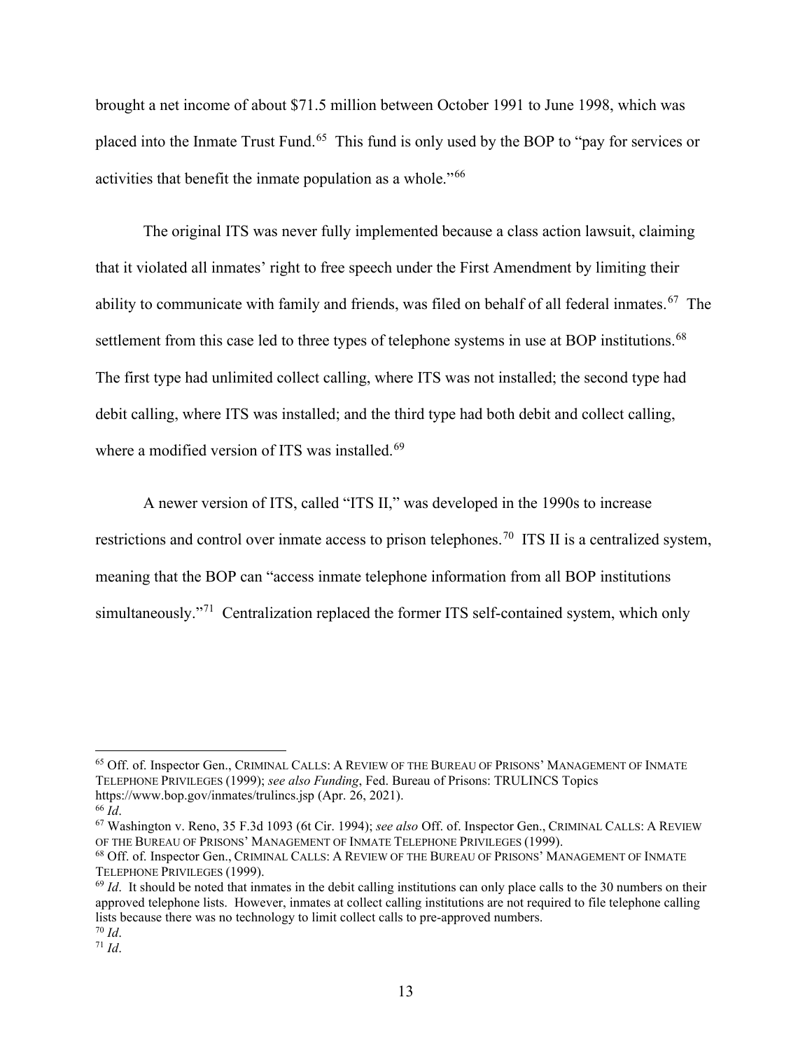brought a net income of about $71.5 million between October 1991 to June 1998, which was placed into the Inmate Trust Fund.[65] This fund is only used by the BOP to "pay for services or activities that benefit the inmate population as a whole."[66]

The original ITS was never fully implemented because a class action lawsuit, claiming that it violated all inmates' right to free speech under the First Amendment by limiting their ability to communicate with family and friends, was filed on behalf of all federal inmates.[67] The settlement from this case led to three types of telephone systems in use at BOP institutions.[68] The first type had unlimited collect calling, where ITS was not installed; the second type had debit calling, where ITS was installed; and the third type had both debit and collect calling, where a modified version of ITS was installed.[69]

A newer version of ITS, called "ITS II," was developed in the 1990s to increase restrictions and control over inmate access to prison telephones.[70] ITS II is a centralized system, meaning that the BOP can "access inmate telephone information from all BOP institutions simultaneously."[71] Centralization replaced the former ITS self-contained system, which only

---

[65] Off. of. Inspector Gen., CRIMINAL CALLS: A REVIEW OF THE BUREAU OF PRISONS' MANAGEMENT OF INMATE TELEPHONE PRIVILEGES (1999); *see also Funding*, Fed. Bureau of Prisons: TRULINCS Topics https://www.bop.gov/inmates/trulincs.jsp (Apr. 26, 2021).

[66] *Id*.

[67] Washington v. Reno, 35 F.3d 1093 (6t Cir. 1994); *see also* Off. of. Inspector Gen., CRIMINAL CALLS: A REVIEW OF THE BUREAU OF PRISONS' MANAGEMENT OF INMATE TELEPHONE PRIVILEGES (1999).

[68] Off. of. Inspector Gen., CRIMINAL CALLS: A REVIEW OF THE BUREAU OF PRISONS' MANAGEMENT OF INMATE TELEPHONE PRIVILEGES (1999).

[69] *Id*. It should be noted that inmates in the debit calling institutions can only place calls to the 30 numbers on their approved telephone lists. However, inmates at collect calling institutions are not required to file telephone calling lists because there was no technology to limit collect calls to pre-approved numbers.

[70] *Id*.

[71] *Id*.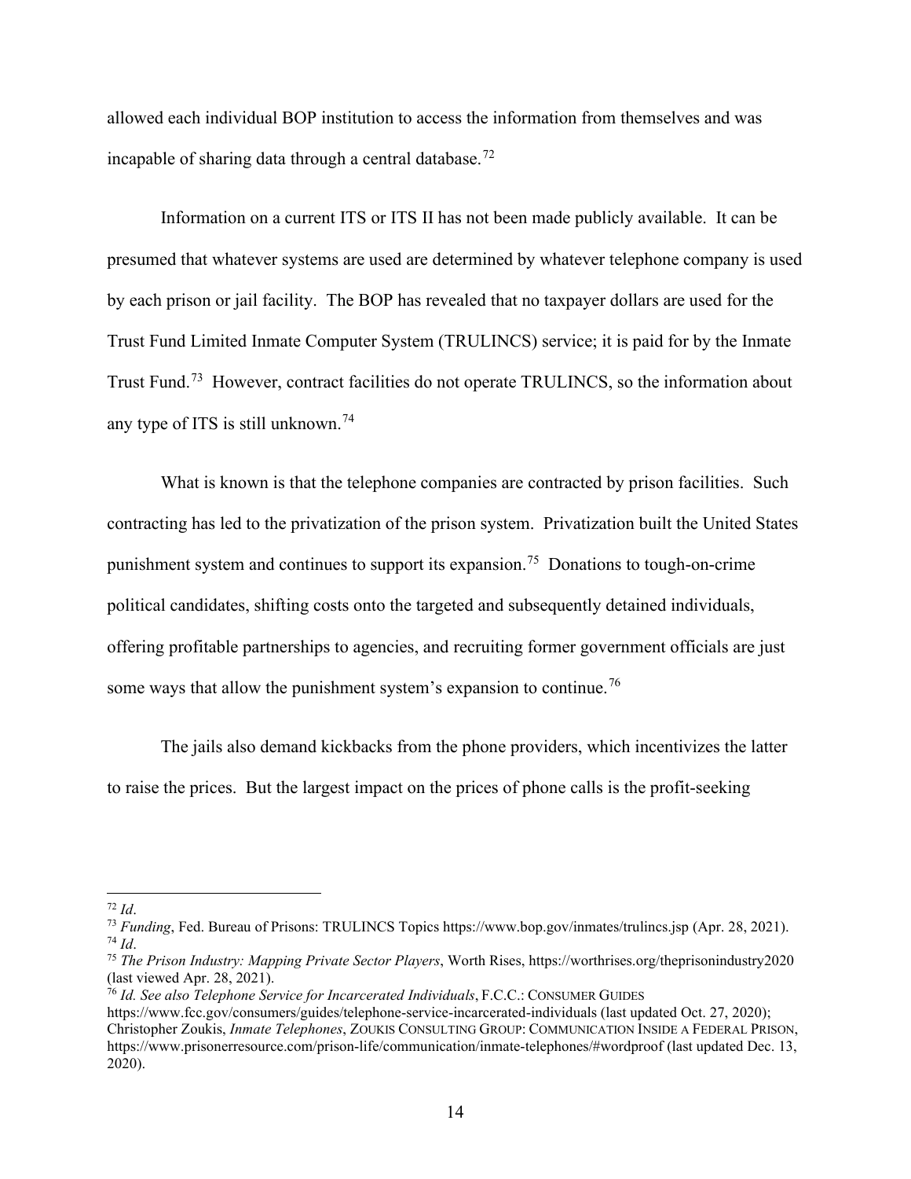allowed each individual BOP institution to access the information from themselves and was incapable of sharing data through a central database.[72]

Information on a current ITS or ITS II has not been made publicly available. It can be presumed that whatever systems are used are determined by whatever telephone company is used by each prison or jail facility. The BOP has revealed that no taxpayer dollars are used for the Trust Fund Limited Inmate Computer System (TRULINCS) service; it is paid for by the Inmate Trust Fund.[73] However, contract facilities do not operate TRULINCS, so the information about any type of ITS is still unknown.[74]

What is known is that the telephone companies are contracted by prison facilities. Such contracting has led to the privatization of the prison system. Privatization built the United States punishment system and continues to support its expansion.[75] Donations to tough-on-crime political candidates, shifting costs onto the targeted and subsequently detained individuals, offering profitable partnerships to agencies, and recruiting former government officials are just some ways that allow the punishment system's expansion to continue.[76]

The jails also demand kickbacks from the phone providers, which incentivizes the latter to raise the prices. But the largest impact on the prices of phone calls is the profit-seeking

---

[72] *Id*.

[73] *Funding*, Fed. Bureau of Prisons: TRULINCS Topics https://www.bop.gov/inmates/trulincs.jsp (Apr. 28, 2021).

[74] *Id*.

[75] *The Prison Industry: Mapping Private Sector Players*, Worth Rises, https://worthrises.org/theprisonindustry2020 (last viewed Apr. 28, 2021).

[76] *Id. See also Telephone Service for Incarcerated Individuals*, F.C.C.: CONSUMER GUIDES https://www.fcc.gov/consumers/guides/telephone-service-incarcerated-individuals (last updated Oct. 27, 2020); Christopher Zoukis, *Inmate Telephones*, ZOUKIS CONSULTING GROUP: COMMUNICATION INSIDE A FEDERAL PRISON, https://www.prisonerresource.com/prison-life/communication/inmate-telephones/#wordproof (last updated Dec. 13, 2020).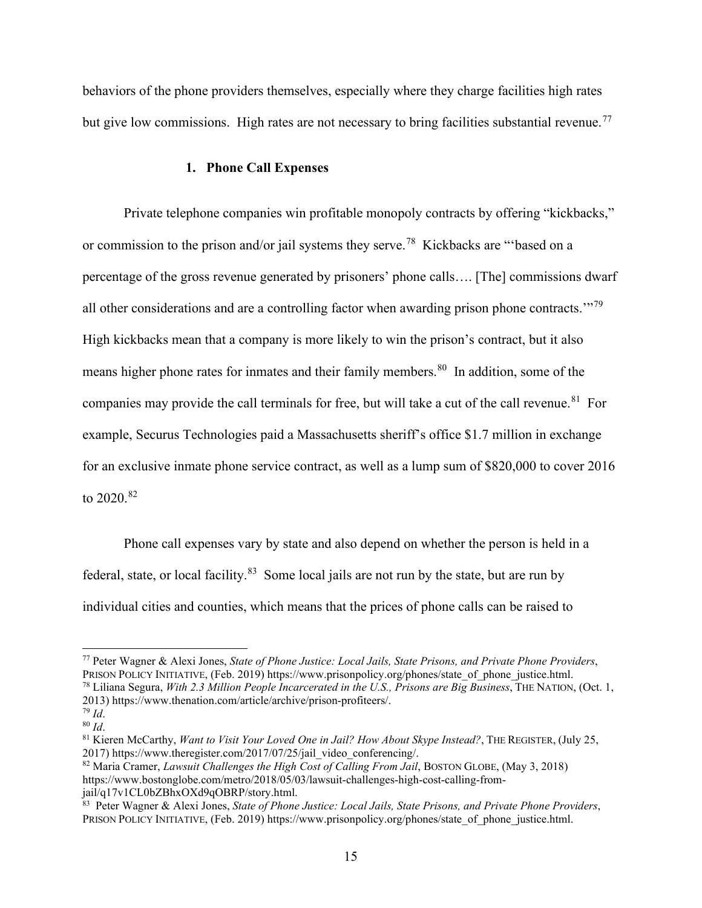behaviors of the phone providers themselves, especially where they charge facilities high rates but give low commissions. High rates are not necessary to bring facilities substantial revenue.[77]

### 1. Phone Call Expenses

Private telephone companies win profitable monopoly contracts by offering "kickbacks," or commission to the prison and/or jail systems they serve.[78] Kickbacks are "'based on a percentage of the gross revenue generated by prisoners' phone calls…. [The] commissions dwarf all other considerations and are a controlling factor when awarding prison phone contracts.'"[79] High kickbacks mean that a company is more likely to win the prison's contract, but it also means higher phone rates for inmates and their family members.[80] In addition, some of the companies may provide the call terminals for free, but will take a cut of the call revenue.[81] For example, Securus Technologies paid a Massachusetts sheriff's office $1.7 million in exchange for an exclusive inmate phone service contract, as well as a lump sum of $820,000 to cover 2016 to 2020.[82]

Phone call expenses vary by state and also depend on whether the person is held in a federal, state, or local facility.[83] Some local jails are not run by the state, but are run by individual cities and counties, which means that the prices of phone calls can be raised to

---

[77] Peter Wagner & Alexi Jones, *State of Phone Justice: Local Jails, State Prisons, and Private Phone Providers*, PRISON POLICY INITIATIVE, (Feb. 2019) https://www.prisonpolicy.org/phones/state_of_phone_justice.html.

[78] Liliana Segura, *With 2.3 Million People Incarcerated in the U.S., Prisons are Big Business*, THE NATION, (Oct. 1, 2013) https://www.thenation.com/article/archive/prison-profiteers/.

[79] *Id*.

[80] *Id*.

[81] Kieren McCarthy, *Want to Visit Your Loved One in Jail? How About Skype Instead?*, THE REGISTER, (July 25, 2017) https://www.theregister.com/2017/07/25/jail_video_conferencing/.

[82] Maria Cramer, *Lawsuit Challenges the High Cost of Calling From Jail*, BOSTON GLOBE, (May 3, 2018) https://www.bostonglobe.com/metro/2018/05/03/lawsuit-challenges-high-cost-calling-from-jail/q17v1CL0bZBhxOXd9qOBRP/story.html.

[83] Peter Wagner & Alexi Jones, *State of Phone Justice: Local Jails, State Prisons, and Private Phone Providers*, PRISON POLICY INITIATIVE, (Feb. 2019) https://www.prisonpolicy.org/phones/state_of_phone_justice.html.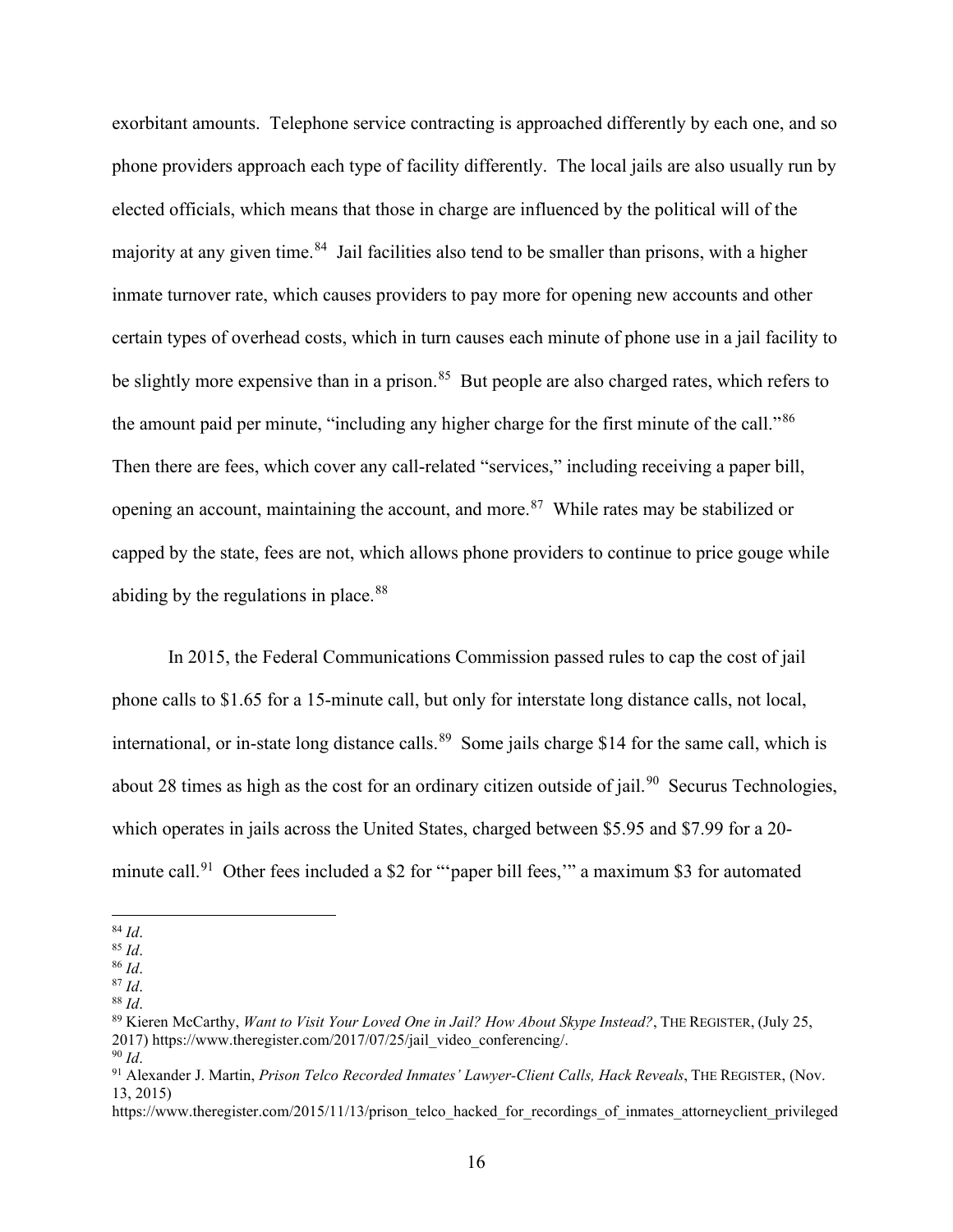exorbitant amounts. Telephone service contracting is approached differently by each one, and so phone providers approach each type of facility differently. The local jails are also usually run by elected officials, which means that those in charge are influenced by the political will of the majority at any given time.[84] Jail facilities also tend to be smaller than prisons, with a higher inmate turnover rate, which causes providers to pay more for opening new accounts and other certain types of overhead costs, which in turn causes each minute of phone use in a jail facility to be slightly more expensive than in a prison.[85] But people are also charged rates, which refers to the amount paid per minute, "including any higher charge for the first minute of the call."[86] Then there are fees, which cover any call-related "services," including receiving a paper bill, opening an account, maintaining the account, and more.[87] While rates may be stabilized or capped by the state, fees are not, which allows phone providers to continue to price gouge while abiding by the regulations in place.[88]

In 2015, the Federal Communications Commission passed rules to cap the cost of jail phone calls to $1.65 for a 15-minute call, but only for interstate long distance calls, not local, international, or in-state long distance calls.[89] Some jails charge $14 for the same call, which is about 28 times as high as the cost for an ordinary citizen outside of jail.[90] Securus Technologies, which operates in jails across the United States, charged between $5.95 and $7.99 for a 20-minute call.[91] Other fees included a $2 for "'paper bill fees,'" a maximum $3 for automated

---

[84] *Id*.
[85] *Id*.
[86] *Id*.
[87] *Id*.
[88] *Id*.
[89] Kieren McCarthy, *Want to Visit Your Loved One in Jail? How About Skype Instead?*, THE REGISTER, (July 25, 2017) https://www.theregister.com/2017/07/25/jail_video_conferencing/.
[90] *Id*.
[91] Alexander J. Martin, *Prison Telco Recorded Inmates' Lawyer-Client Calls, Hack Reveals*, THE REGISTER, (Nov. 13, 2015) https://www.theregister.com/2015/11/13/prison_telco_hacked_for_recordings_of_inmates_attorneyclient_privileged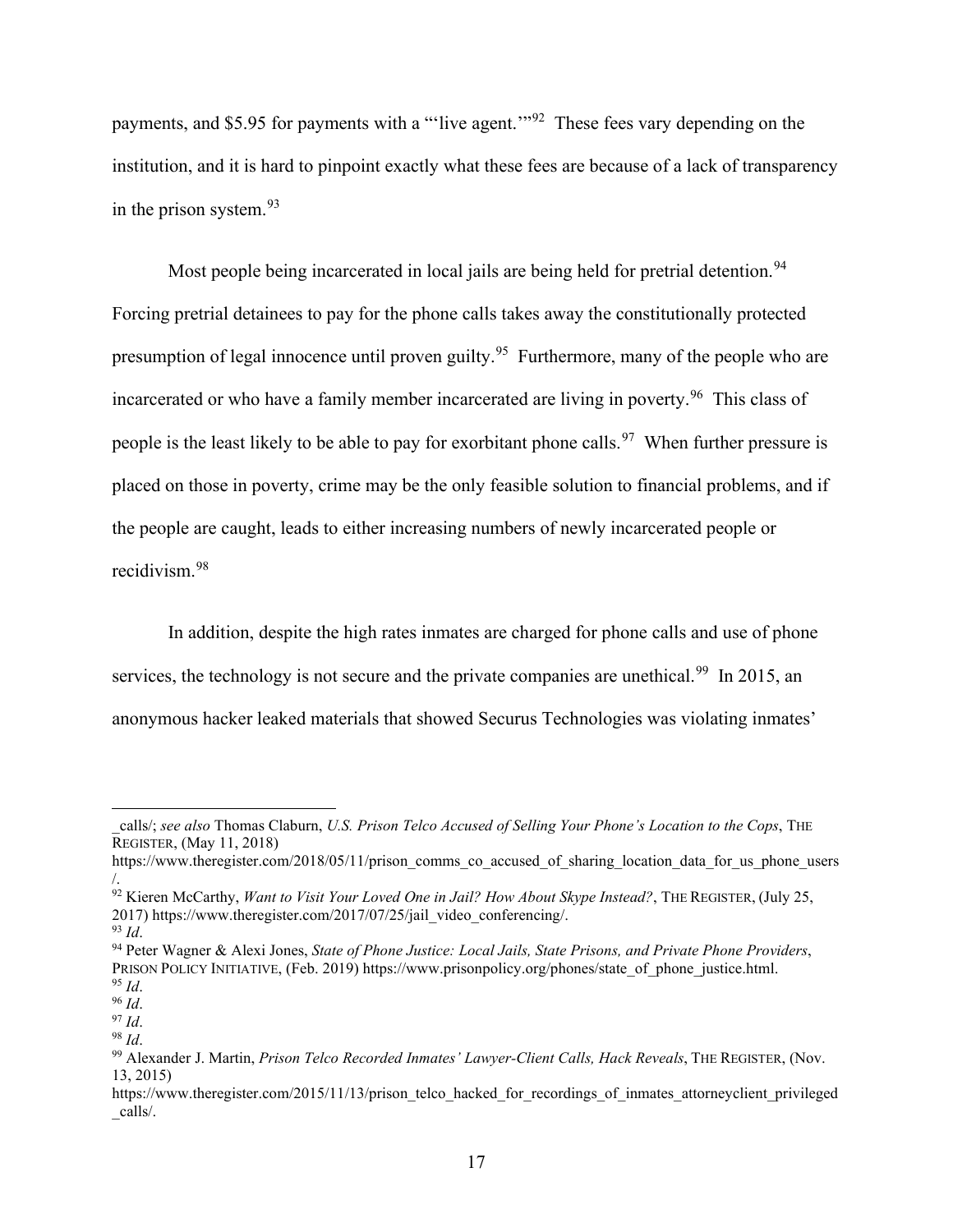payments, and $5.95 for payments with a "'live agent.'"[92] These fees vary depending on the institution, and it is hard to pinpoint exactly what these fees are because of a lack of transparency in the prison system.[93]

Most people being incarcerated in local jails are being held for pretrial detention.[94] Forcing pretrial detainees to pay for the phone calls takes away the constitutionally protected presumption of legal innocence until proven guilty.[95] Furthermore, many of the people who are incarcerated or who have a family member incarcerated are living in poverty.[96] This class of people is the least likely to be able to pay for exorbitant phone calls.[97] When further pressure is placed on those in poverty, crime may be the only feasible solution to financial problems, and if the people are caught, leads to either increasing numbers of newly incarcerated people or recidivism.[98]

In addition, despite the high rates inmates are charged for phone calls and use of phone services, the technology is not secure and the private companies are unethical.[99] In 2015, an anonymous hacker leaked materials that showed Securus Technologies was violating inmates'

---

_calls/; *see also* Thomas Claburn, *U.S. Prison Telco Accused of Selling Your Phone's Location to the Cops*, THE REGISTER, (May 11, 2018) https://www.theregister.com/2018/05/11/prison_comms_co_accused_of_sharing_location_data_for_us_phone_users/.

[92] Kieren McCarthy, *Want to Visit Your Loved One in Jail? How About Skype Instead?*, THE REGISTER, (July 25, 2017) https://www.theregister.com/2017/07/25/jail_video_conferencing/.

[93] *Id*.

[94] Peter Wagner & Alexi Jones, *State of Phone Justice: Local Jails, State Prisons, and Private Phone Providers*, PRISON POLICY INITIATIVE, (Feb. 2019) https://www.prisonpolicy.org/phones/state_of_phone_justice.html.

[95] *Id*.

[96] *Id*.

[97] *Id*.

[98] *Id*.

[99] Alexander J. Martin, *Prison Telco Recorded Inmates' Lawyer-Client Calls, Hack Reveals*, THE REGISTER, (Nov. 13, 2015) https://www.theregister.com/2015/11/13/prison_telco_hacked_for_recordings_of_inmates_attorneyclient_privileged_calls/.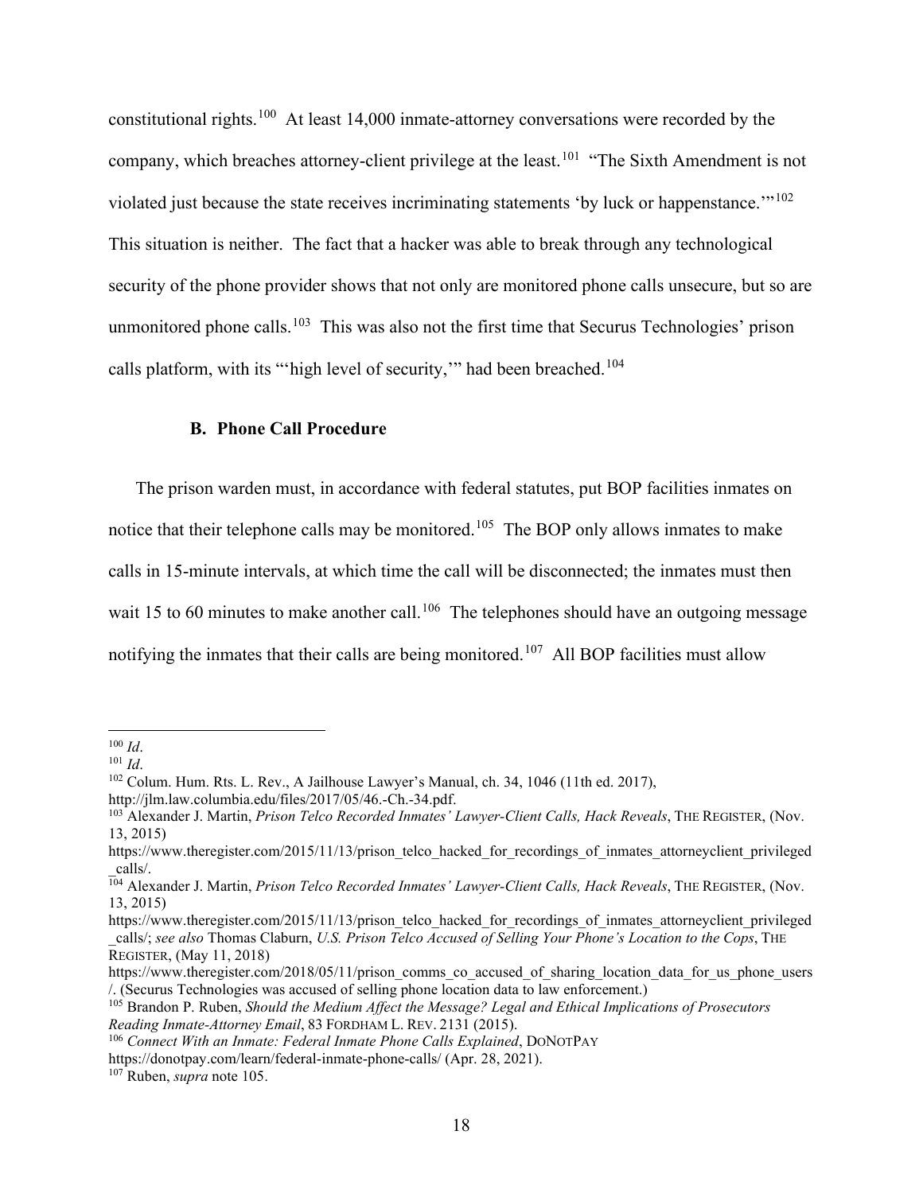constitutional rights.[100] At least 14,000 inmate-attorney conversations were recorded by the company, which breaches attorney-client privilege at the least.[101] "The Sixth Amendment is not violated just because the state receives incriminating statements 'by luck or happenstance.'"[102] This situation is neither. The fact that a hacker was able to break through any technological security of the phone provider shows that not only are monitored phone calls unsecure, but so are unmonitored phone calls.[103] This was also not the first time that Securus Technologies' prison calls platform, with its "'high level of security,'" had been breached.[104]

### B. Phone Call Procedure

The prison warden must, in accordance with federal statutes, put BOP facilities inmates on notice that their telephone calls may be monitored.[105] The BOP only allows inmates to make calls in 15-minute intervals, at which time the call will be disconnected; the inmates must then wait 15 to 60 minutes to make another call.[106] The telephones should have an outgoing message notifying the inmates that their calls are being monitored.[107] All BOP facilities must allow

---

[100] *Id*.

[101] *Id*.

[102] Colum. Hum. Rts. L. Rev., A Jailhouse Lawyer's Manual, ch. 34, 1046 (11th ed. 2017), http://jlm.law.columbia.edu/files/2017/05/46.-Ch.-34.pdf.

[103] Alexander J. Martin, *Prison Telco Recorded Inmates' Lawyer-Client Calls, Hack Reveals*, THE REGISTER, (Nov. 13, 2015) https://www.theregister.com/2015/11/13/prison_telco_hacked_for_recordings_of_inmates_attorneyclient_privileged_calls/.

[104] Alexander J. Martin, *Prison Telco Recorded Inmates' Lawyer-Client Calls, Hack Reveals*, THE REGISTER, (Nov. 13, 2015) https://www.theregister.com/2015/11/13/prison_telco_hacked_for_recordings_of_inmates_attorneyclient_privileged_calls/; *see also* Thomas Claburn, *U.S. Prison Telco Accused of Selling Your Phone's Location to the Cops*, THE REGISTER, (May 11, 2018) https://www.theregister.com/2018/05/11/prison_comms_co_accused_of_sharing_location_data_for_us_phone_users/. (Securus Technologies was accused of selling phone location data to law enforcement.)

[105] Brandon P. Ruben, *Should the Medium Affect the Message? Legal and Ethical Implications of Prosecutors Reading Inmate-Attorney Email*, 83 FORDHAM L. REV. 2131 (2015).

[106] *Connect With an Inmate: Federal Inmate Phone Calls Explained*, DONOTPAY https://donotpay.com/learn/federal-inmate-phone-calls/ (Apr. 28, 2021).

[107] Ruben, *supra* note 105.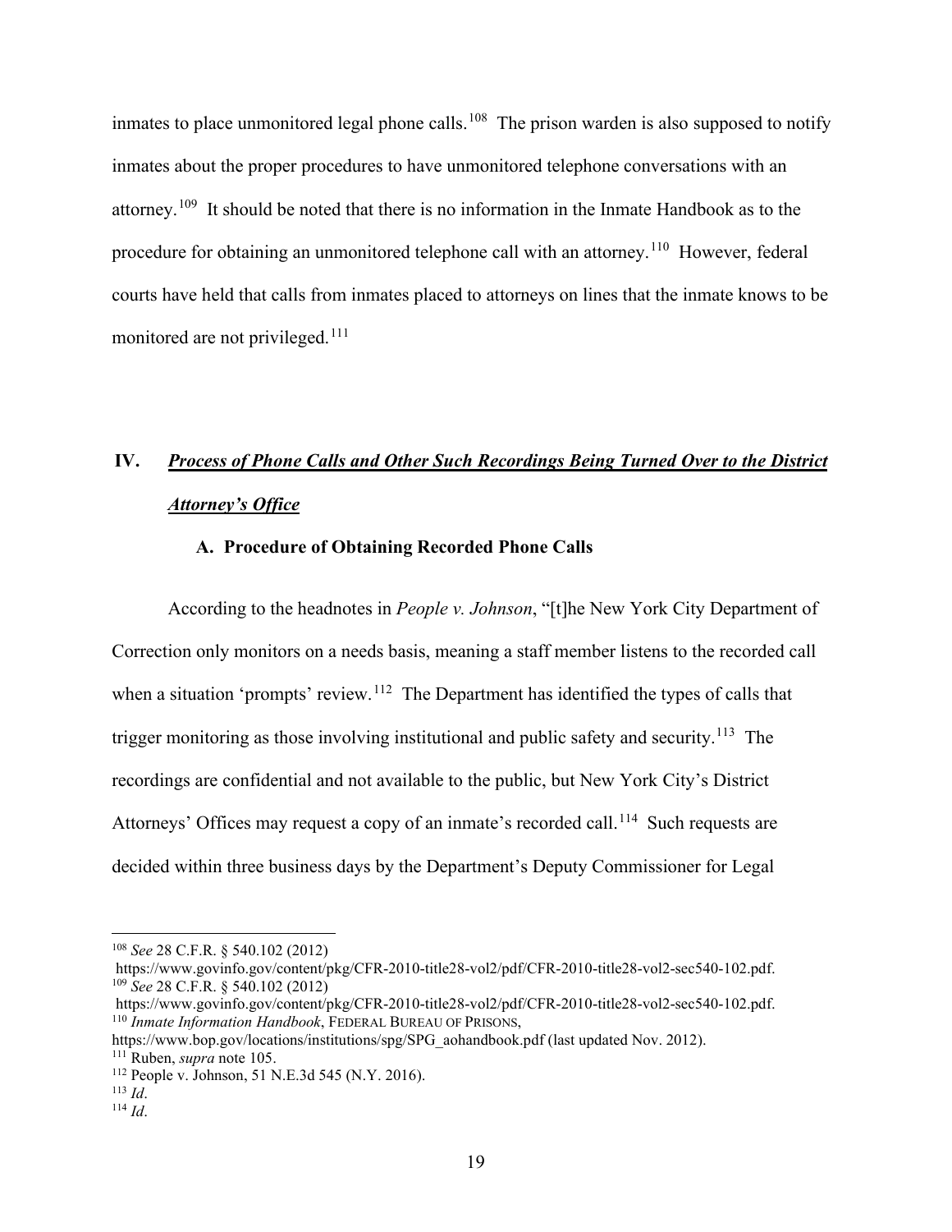inmates to place unmonitored legal phone calls.[108] The prison warden is also supposed to notify inmates about the proper procedures to have unmonitored telephone conversations with an attorney.[109] It should be noted that there is no information in the Inmate Handbook as to the procedure for obtaining an unmonitored telephone call with an attorney.[110] However, federal courts have held that calls from inmates placed to attorneys on lines that the inmate knows to be monitored are not privileged.[111]

## IV. ***Process of Phone Calls and Other Such Recordings Being Turned Over to the District Attorney's Office***

### A. Procedure of Obtaining Recorded Phone Calls

According to the headnotes in *People v. Johnson*, "[t]he New York City Department of Correction only monitors on a needs basis, meaning a staff member listens to the recorded call when a situation 'prompts' review.[112] The Department has identified the types of calls that trigger monitoring as those involving institutional and public safety and security.[113] The recordings are confidential and not available to the public, but New York City's District Attorneys' Offices may request a copy of an inmate's recorded call.[114] Such requests are decided within three business days by the Department's Deputy Commissioner for Legal

---

[108] *See* 28 C.F.R. § 540.102 (2012) https://www.govinfo.gov/content/pkg/CFR-2010-title28-vol2/pdf/CFR-2010-title28-vol2-sec540-102.pdf.

[109] *See* 28 C.F.R. § 540.102 (2012) https://www.govinfo.gov/content/pkg/CFR-2010-title28-vol2/pdf/CFR-2010-title28-vol2-sec540-102.pdf.

[110] *Inmate Information Handbook*, FEDERAL BUREAU OF PRISONS, https://www.bop.gov/locations/institutions/spg/SPG_aohandbook.pdf (last updated Nov. 2012).

[111] Ruben, *supra* note 105.

[112] People v. Johnson, 51 N.E.3d 545 (N.Y. 2016).

[113] *Id*.

[114] *Id*.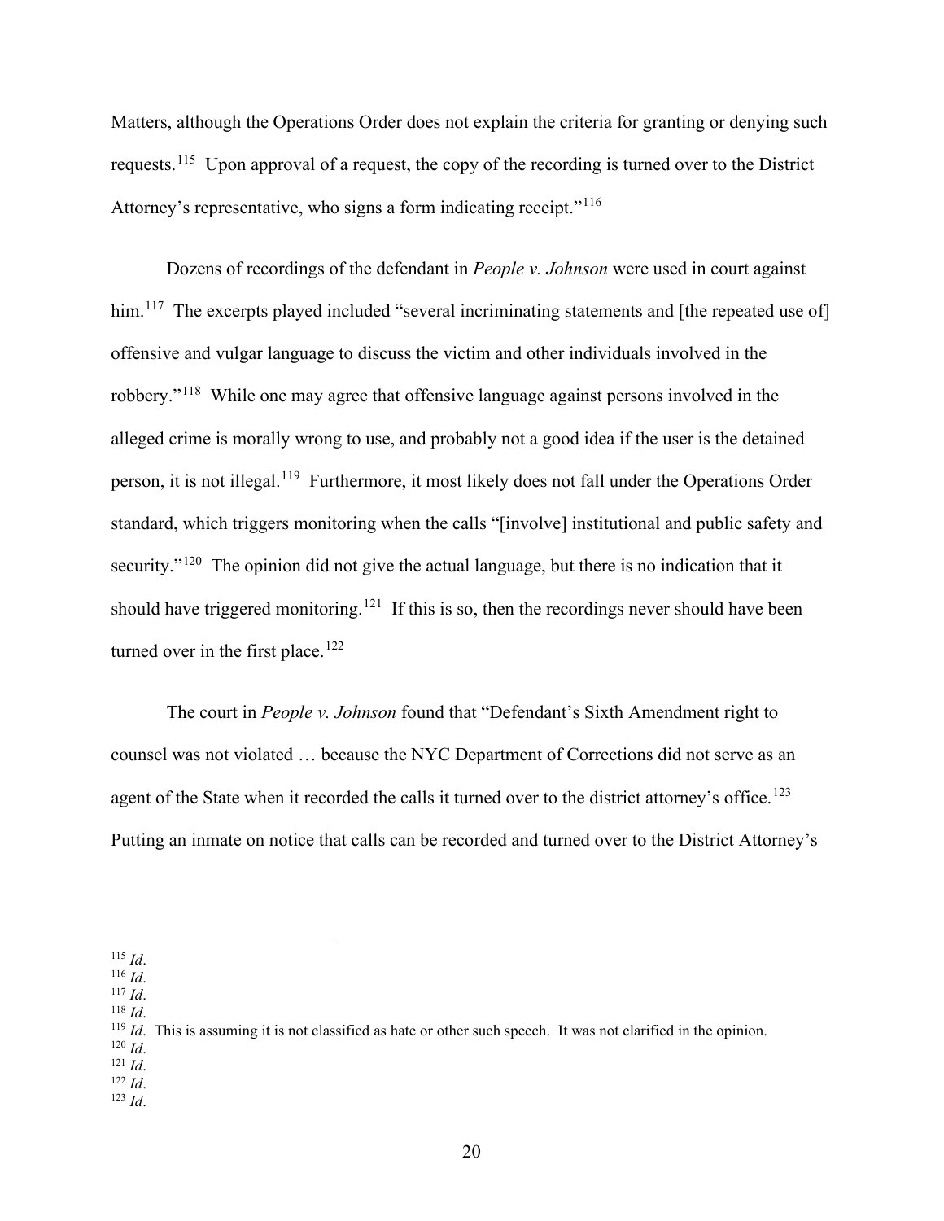Matters, although the Operations Order does not explain the criteria for granting or denying such requests.[115] Upon approval of a request, the copy of the recording is turned over to the District Attorney's representative, who signs a form indicating receipt."[116]

Dozens of recordings of the defendant in *People v. Johnson* were used in court against him.[117] The excerpts played included "several incriminating statements and [the repeated use of] offensive and vulgar language to discuss the victim and other individuals involved in the robbery."[118] While one may agree that offensive language against persons involved in the alleged crime is morally wrong to use, and probably not a good idea if the user is the detained person, it is not illegal.[119] Furthermore, it most likely does not fall under the Operations Order standard, which triggers monitoring when the calls "[involve] institutional and public safety and security."[120] The opinion did not give the actual language, but there is no indication that it should have triggered monitoring.[121] If this is so, then the recordings never should have been turned over in the first place.[122]

The court in *People v. Johnson* found that "Defendant's Sixth Amendment right to counsel was not violated … because the NYC Department of Corrections did not serve as an agent of the State when it recorded the calls it turned over to the district attorney's office.[123] Putting an inmate on notice that calls can be recorded and turned over to the District Attorney's

---

[115] *Id*.
[116] *Id*.
[117] *Id*.
[118] *Id*.
[119] *Id*. This is assuming it is not classified as hate or other such speech. It was not clarified in the opinion.
[120] *Id*.
[121] *Id*.
[122] *Id*.
[123] *Id*.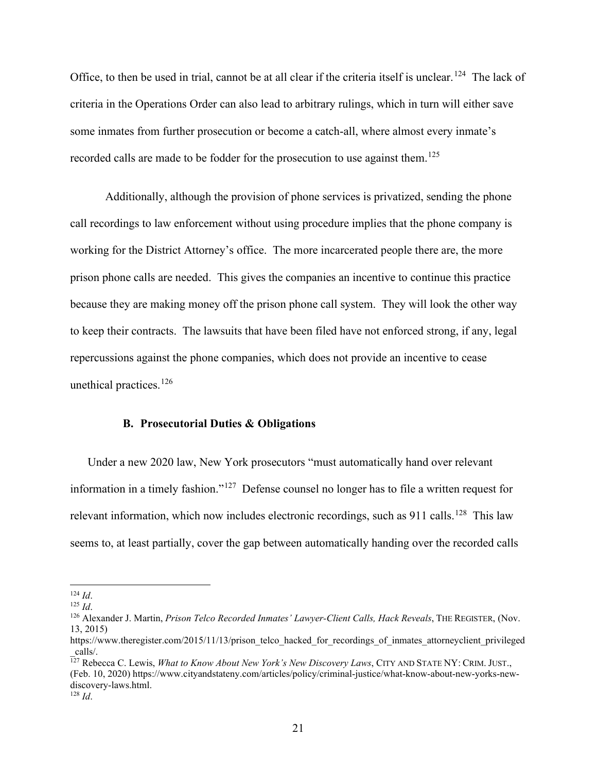Office, to then be used in trial, cannot be at all clear if the criteria itself is unclear.[124] The lack of criteria in the Operations Order can also lead to arbitrary rulings, which in turn will either save some inmates from further prosecution or become a catch-all, where almost every inmate's recorded calls are made to be fodder for the prosecution to use against them.[125]

Additionally, although the provision of phone services is privatized, sending the phone call recordings to law enforcement without using procedure implies that the phone company is working for the District Attorney's office. The more incarcerated people there are, the more prison phone calls are needed. This gives the companies an incentive to continue this practice because they are making money off the prison phone call system. They will look the other way to keep their contracts. The lawsuits that have been filed have not enforced strong, if any, legal repercussions against the phone companies, which does not provide an incentive to cease unethical practices.[126]

### B. Prosecutorial Duties & Obligations

Under a new 2020 law, New York prosecutors "must automatically hand over relevant information in a timely fashion."[127] Defense counsel no longer has to file a written request for relevant information, which now includes electronic recordings, such as 911 calls.[128] This law seems to, at least partially, cover the gap between automatically handing over the recorded calls

---

[124] *Id*.

[125] *Id*.

[126] Alexander J. Martin, *Prison Telco Recorded Inmates' Lawyer-Client Calls, Hack Reveals*, THE REGISTER, (Nov. 13, 2015) https://www.theregister.com/2015/11/13/prison_telco_hacked_for_recordings_of_inmates_attorneyclient_privileged_calls/.

[127] Rebecca C. Lewis, *What to Know About New York's New Discovery Laws*, CITY AND STATE NY: CRIM. JUST., (Feb. 10, 2020) https://www.cityandstateny.com/articles/policy/criminal-justice/what-know-about-new-yorks-new-discovery-laws.html.

[128] *Id*.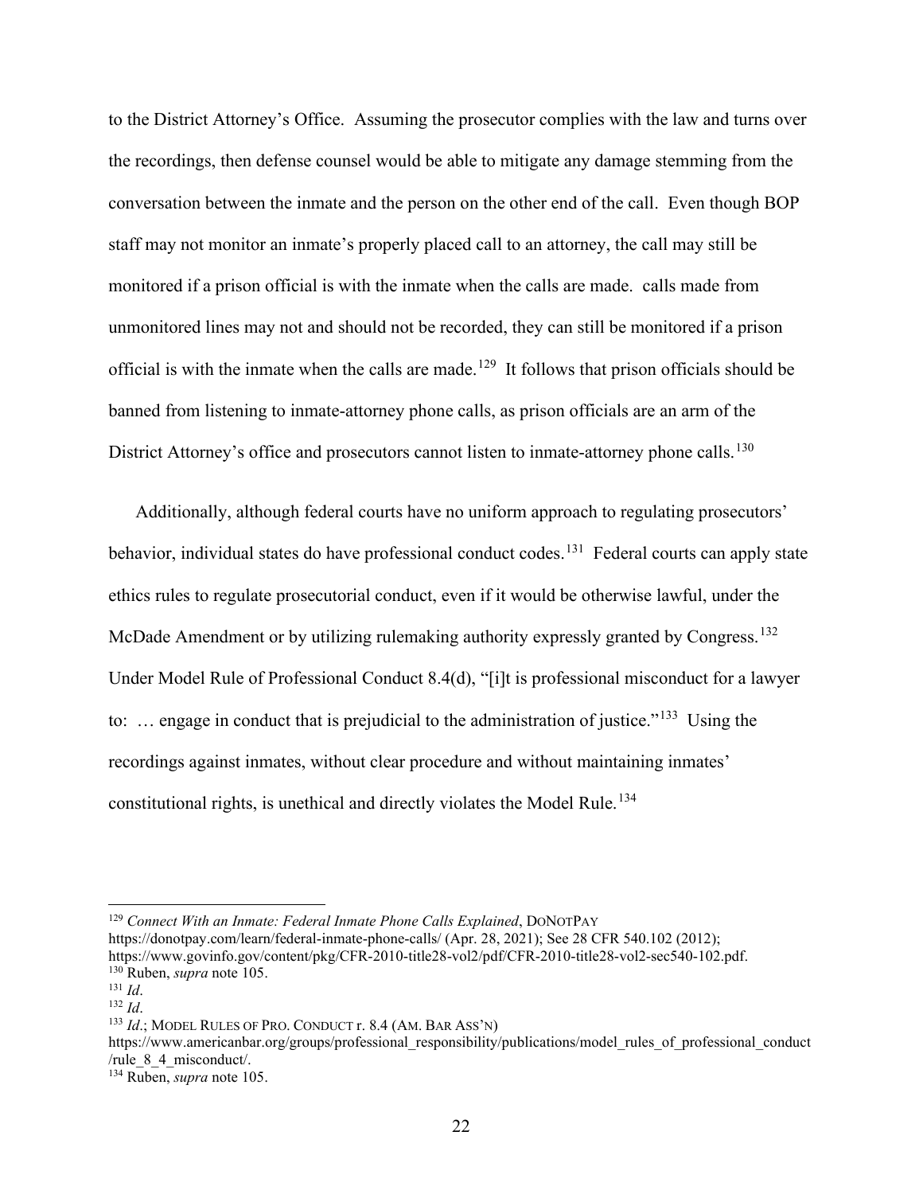to the District Attorney's Office. Assuming the prosecutor complies with the law and turns over the recordings, then defense counsel would be able to mitigate any damage stemming from the conversation between the inmate and the person on the other end of the call. Even though BOP staff may not monitor an inmate's properly placed call to an attorney, the call may still be monitored if a prison official is with the inmate when the calls are made. calls made from unmonitored lines may not and should not be recorded, they can still be monitored if a prison official is with the inmate when the calls are made.[129] It follows that prison officials should be banned from listening to inmate-attorney phone calls, as prison officials are an arm of the District Attorney's office and prosecutors cannot listen to inmate-attorney phone calls.[130]

Additionally, although federal courts have no uniform approach to regulating prosecutors' behavior, individual states do have professional conduct codes.[131] Federal courts can apply state ethics rules to regulate prosecutorial conduct, even if it would be otherwise lawful, under the McDade Amendment or by utilizing rulemaking authority expressly granted by Congress.[132] Under Model Rule of Professional Conduct 8.4(d), "[i]t is professional misconduct for a lawyer to: … engage in conduct that is prejudicial to the administration of justice."[133] Using the recordings against inmates, without clear procedure and without maintaining inmates' constitutional rights, is unethical and directly violates the Model Rule.[134]

---

[129] *Connect With an Inmate: Federal Inmate Phone Calls Explained*, DONOTPAY https://donotpay.com/learn/federal-inmate-phone-calls/ (Apr. 28, 2021); See 28 CFR 540.102 (2012); https://www.govinfo.gov/content/pkg/CFR-2010-title28-vol2/pdf/CFR-2010-title28-vol2-sec540-102.pdf.

[130] Ruben, *supra* note 105.

[131] *Id*.

[132] *Id*.

[133] *Id*.; MODEL RULES OF PRO. CONDUCT r. 8.4 (AM. BAR ASS'N) https://www.americanbar.org/groups/professional_responsibility/publications/model_rules_of_professional_conduct/rule_8_4_misconduct/.

[134] Ruben, *supra* note 105.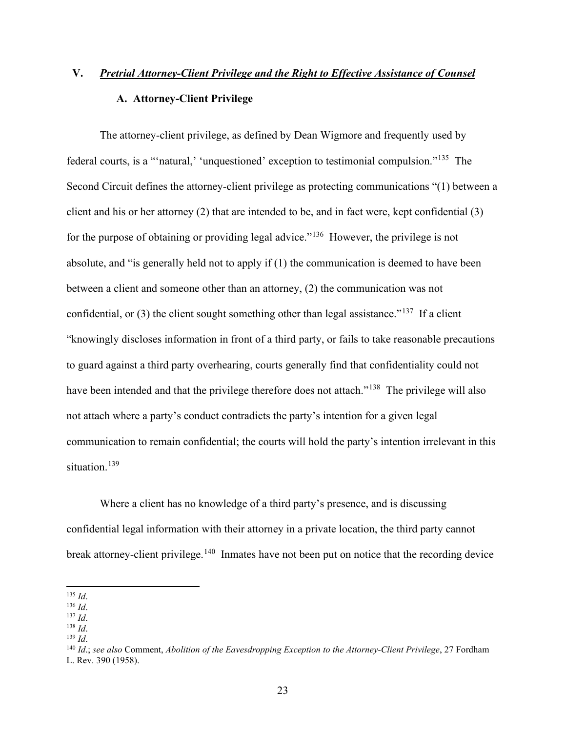## V. ***Pretrial Attorney-Client Privilege and the Right to Effective Assistance of Counsel***

### A. Attorney-Client Privilege

The attorney-client privilege, as defined by Dean Wigmore and frequently used by federal courts, is a "'natural,' 'unquestioned' exception to testimonial compulsion."[135] The Second Circuit defines the attorney-client privilege as protecting communications "(1) between a client and his or her attorney (2) that are intended to be, and in fact were, kept confidential (3) for the purpose of obtaining or providing legal advice."[136] However, the privilege is not absolute, and "is generally held not to apply if (1) the communication is deemed to have been between a client and someone other than an attorney, (2) the communication was not confidential, or (3) the client sought something other than legal assistance."[137] If a client "knowingly discloses information in front of a third party, or fails to take reasonable precautions to guard against a third party overhearing, courts generally find that confidentiality could not have been intended and that the privilege therefore does not attach."[138] The privilege will also not attach where a party's conduct contradicts the party's intention for a given legal communication to remain confidential; the courts will hold the party's intention irrelevant in this situation.[139]

Where a client has no knowledge of a third party's presence, and is discussing confidential legal information with their attorney in a private location, the third party cannot break attorney-client privilege.[140] Inmates have not been put on notice that the recording device

---

[135] *Id*.

[136] *Id*.

[137] *Id*.

[138] *Id*.

[139] *Id*.

[140] *Id*.; *see also* Comment, *Abolition of the Eavesdropping Exception to the Attorney-Client Privilege*, 27 Fordham L. Rev. 390 (1958).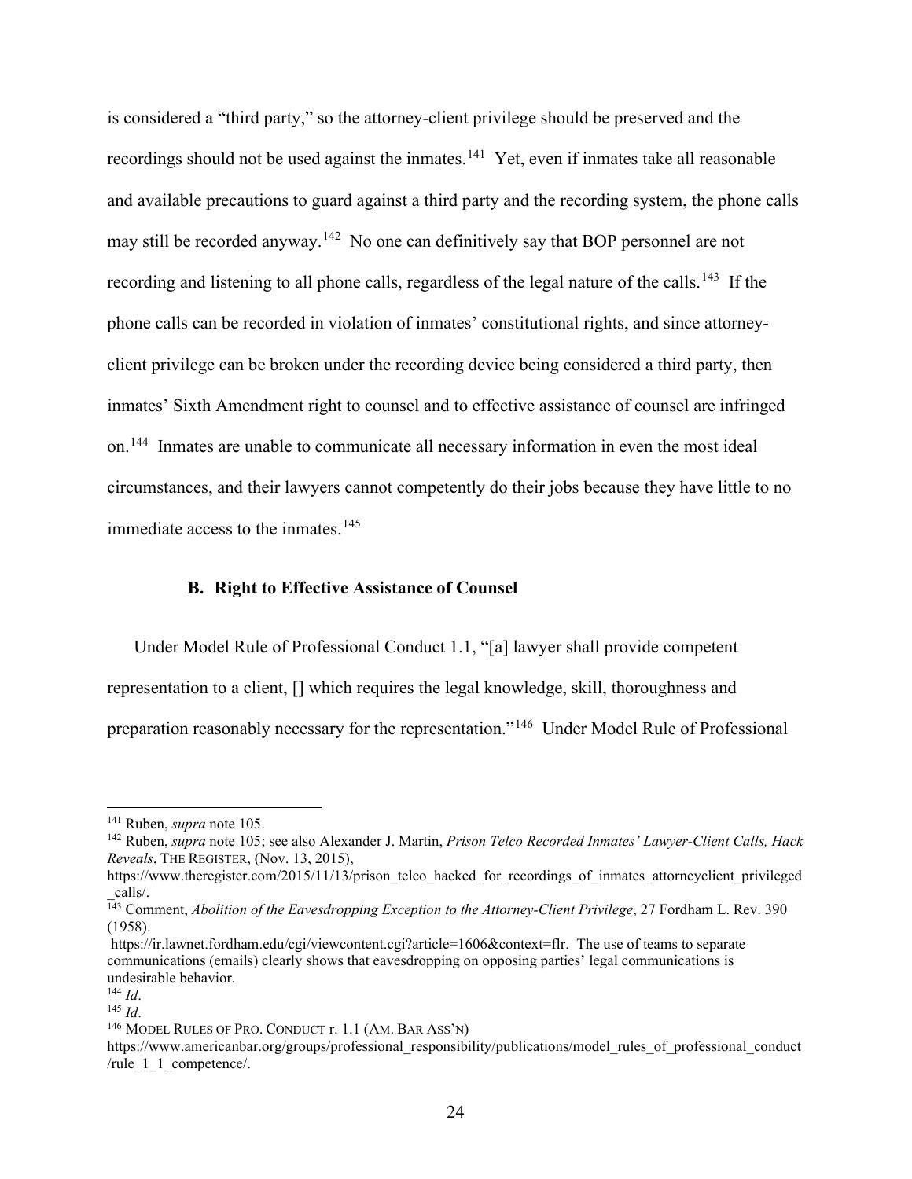is considered a "third party," so the attorney-client privilege should be preserved and the recordings should not be used against the inmates.[141] Yet, even if inmates take all reasonable and available precautions to guard against a third party and the recording system, the phone calls may still be recorded anyway.[142] No one can definitively say that BOP personnel are not recording and listening to all phone calls, regardless of the legal nature of the calls.[143] If the phone calls can be recorded in violation of inmates' constitutional rights, and since attorney-client privilege can be broken under the recording device being considered a third party, then inmates' Sixth Amendment right to counsel and to effective assistance of counsel are infringed on.[144] Inmates are unable to communicate all necessary information in even the most ideal circumstances, and their lawyers cannot competently do their jobs because they have little to no immediate access to the inmates.[145]

### B. Right to Effective Assistance of Counsel

Under Model Rule of Professional Conduct 1.1, "[a] lawyer shall provide competent representation to a client, [] which requires the legal knowledge, skill, thoroughness and preparation reasonably necessary for the representation."[146] Under Model Rule of Professional

---

[141] Ruben, *supra* note 105.

[142] Ruben, *supra* note 105; see also Alexander J. Martin, *Prison Telco Recorded Inmates' Lawyer-Client Calls, Hack Reveals*, THE REGISTER, (Nov. 13, 2015), https://www.theregister.com/2015/11/13/prison_telco_hacked_for_recordings_of_inmates_attorneyclient_privileged_calls/.

[143] Comment, *Abolition of the Eavesdropping Exception to the Attorney-Client Privilege*, 27 Fordham L. Rev. 390 (1958). https://ir.lawnet.fordham.edu/cgi/viewcontent.cgi?article=1606&context=flr. The use of teams to separate communications (emails) clearly shows that eavesdropping on opposing parties' legal communications is undesirable behavior.

[144] *Id*.

[145] *Id*.

[146] MODEL RULES OF PRO. CONDUCT r. 1.1 (AM. BAR ASS'N) https://www.americanbar.org/groups/professional_responsibility/publications/model_rules_of_professional_conduct/rule_1_1_competence/.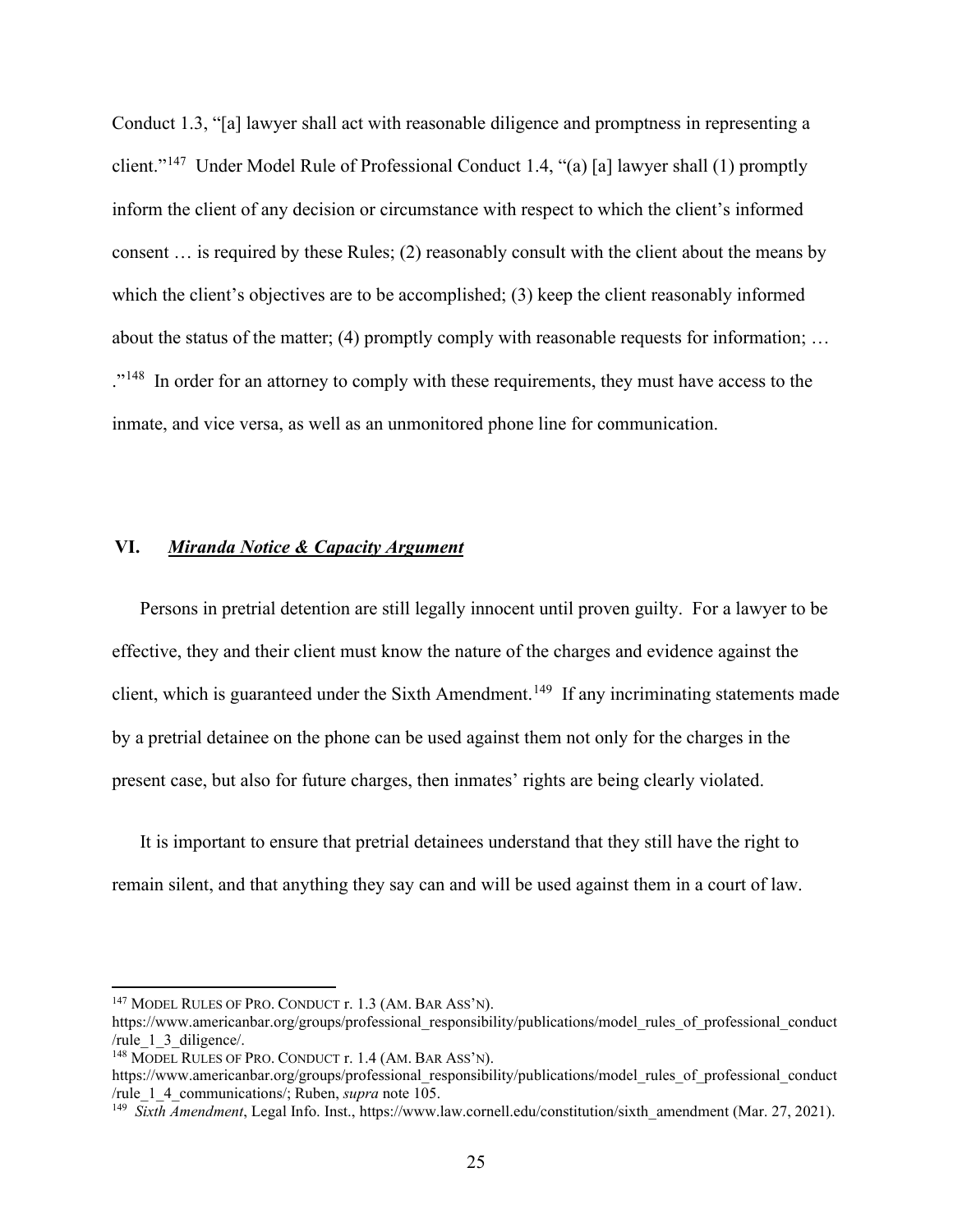Conduct 1.3, "[a] lawyer shall act with reasonable diligence and promptness in representing a client."[147] Under Model Rule of Professional Conduct 1.4, "(a) [a] lawyer shall (1) promptly inform the client of any decision or circumstance with respect to which the client's informed consent … is required by these Rules; (2) reasonably consult with the client about the means by which the client's objectives are to be accomplished; (3) keep the client reasonably informed about the status of the matter; (4) promptly comply with reasonable requests for information; … ."[148] In order for an attorney to comply with these requirements, they must have access to the inmate, and vice versa, as well as an unmonitored phone line for communication.

## VI. ***Miranda Notice & Capacity Argument***

Persons in pretrial detention are still legally innocent until proven guilty. For a lawyer to be effective, they and their client must know the nature of the charges and evidence against the client, which is guaranteed under the Sixth Amendment.[149] If any incriminating statements made by a pretrial detainee on the phone can be used against them not only for the charges in the present case, but also for future charges, then inmates' rights are being clearly violated.

It is important to ensure that pretrial detainees understand that they still have the right to remain silent, and that anything they say can and will be used against them in a court of law.

---

[147] MODEL RULES OF PRO. CONDUCT r. 1.3 (AM. BAR ASS'N). https://www.americanbar.org/groups/professional_responsibility/publications/model_rules_of_professional_conduct/rule_1_3_diligence/.

[148] MODEL RULES OF PRO. CONDUCT r. 1.4 (AM. BAR ASS'N). https://www.americanbar.org/groups/professional_responsibility/publications/model_rules_of_professional_conduct/rule_1_4_communications/; Ruben, *supra* note 105.

[149] *Sixth Amendment*, Legal Info. Inst., https://www.law.cornell.edu/constitution/sixth_amendment (Mar. 27, 2021).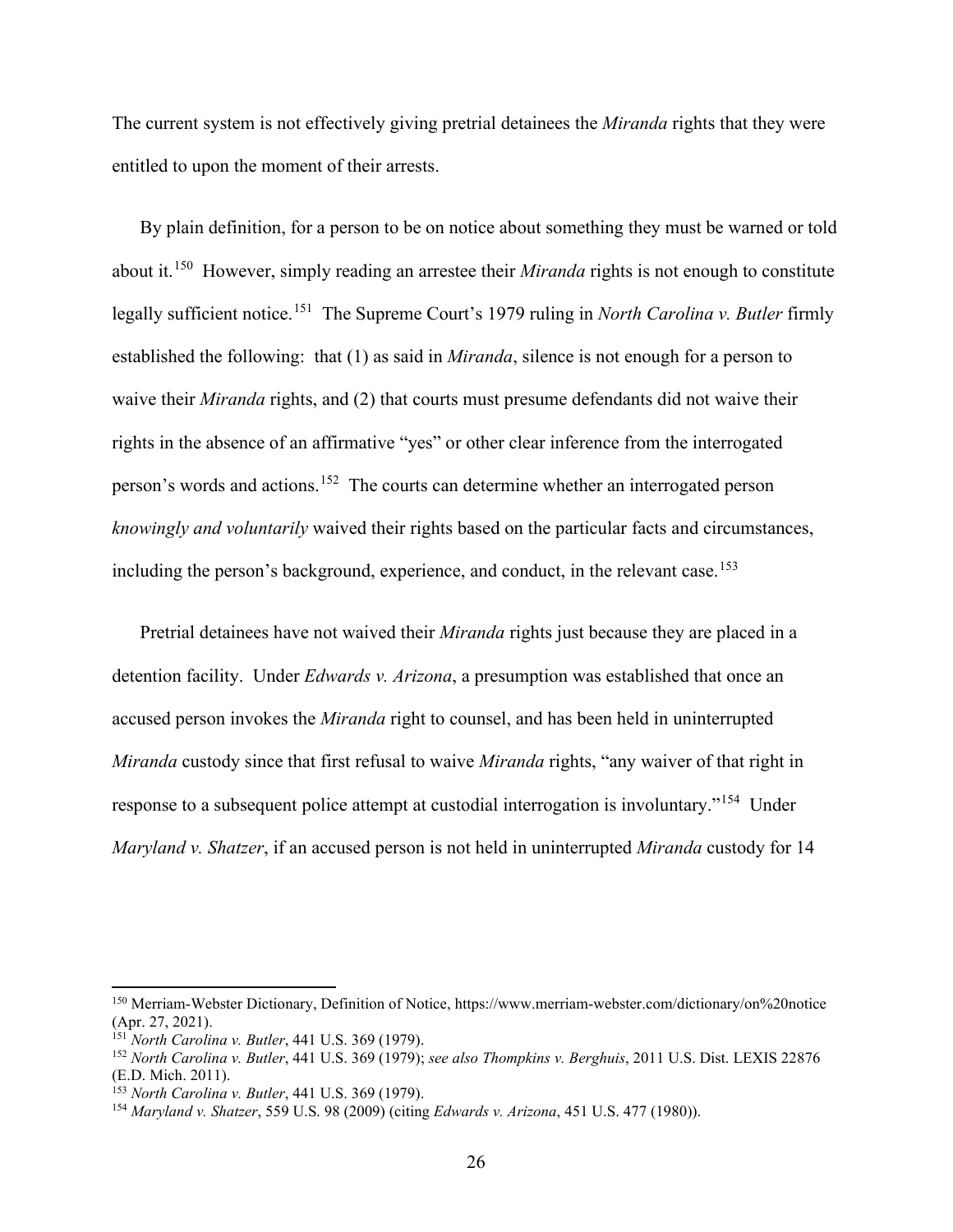The current system is not effectively giving pretrial detainees the *Miranda* rights that they were entitled to upon the moment of their arrests.

By plain definition, for a person to be on notice about something they must be warned or told about it.[150] However, simply reading an arrestee their *Miranda* rights is not enough to constitute legally sufficient notice.[151] The Supreme Court's 1979 ruling in *North Carolina v. Butler* firmly established the following: that (1) as said in *Miranda*, silence is not enough for a person to waive their *Miranda* rights, and (2) that courts must presume defendants did not waive their rights in the absence of an affirmative "yes" or other clear inference from the interrogated person's words and actions.[152] The courts can determine whether an interrogated person *knowingly and voluntarily* waived their rights based on the particular facts and circumstances, including the person's background, experience, and conduct, in the relevant case.[153]

Pretrial detainees have not waived their *Miranda* rights just because they are placed in a detention facility. Under *Edwards v. Arizona*, a presumption was established that once an accused person invokes the *Miranda* right to counsel, and has been held in uninterrupted *Miranda* custody since that first refusal to waive *Miranda* rights, "any waiver of that right in response to a subsequent police attempt at custodial interrogation is involuntary."[154] Under *Maryland v. Shatzer*, if an accused person is not held in uninterrupted *Miranda* custody for 14

---

[150] Merriam-Webster Dictionary, Definition of Notice, https://www.merriam-webster.com/dictionary/on%20notice (Apr. 27, 2021).

[151] *North Carolina v. Butler*, 441 U.S. 369 (1979).

[152] *North Carolina v. Butler*, 441 U.S. 369 (1979); *see also Thompkins v. Berghuis*, 2011 U.S. Dist. LEXIS 22876 (E.D. Mich. 2011).

[153] *North Carolina v. Butler*, 441 U.S. 369 (1979).

[154] *Maryland v. Shatzer*, 559 U.S. 98 (2009) (citing *Edwards v. Arizona*, 451 U.S. 477 (1980)).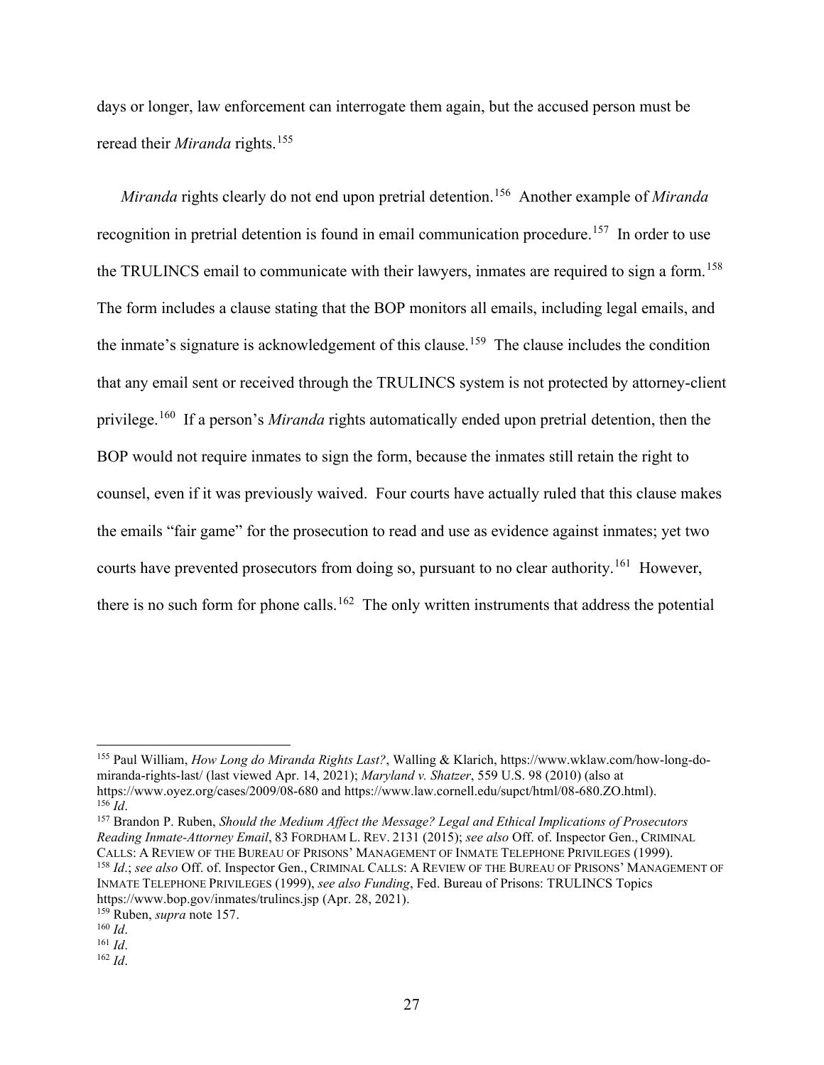days or longer, law enforcement can interrogate them again, but the accused person must be reread their *Miranda* rights.[155]

*Miranda* rights clearly do not end upon pretrial detention.[156] Another example of *Miranda* recognition in pretrial detention is found in email communication procedure.[157] In order to use the TRULINCS email to communicate with their lawyers, inmates are required to sign a form.[158] The form includes a clause stating that the BOP monitors all emails, including legal emails, and the inmate's signature is acknowledgement of this clause.[159] The clause includes the condition that any email sent or received through the TRULINCS system is not protected by attorney-client privilege.[160] If a person's *Miranda* rights automatically ended upon pretrial detention, then the BOP would not require inmates to sign the form, because the inmates still retain the right to counsel, even if it was previously waived. Four courts have actually ruled that this clause makes the emails "fair game" for the prosecution to read and use as evidence against inmates; yet two courts have prevented prosecutors from doing so, pursuant to no clear authority.[161] However, there is no such form for phone calls.[162] The only written instruments that address the potential

---

[155] Paul William, *How Long do Miranda Rights Last?*, Walling & Klarich, https://www.wklaw.com/how-long-do-miranda-rights-last/ (last viewed Apr. 14, 2021); *Maryland v. Shatzer*, 559 U.S. 98 (2010) (also at https://www.oyez.org/cases/2009/08-680 and https://www.law.cornell.edu/supct/html/08-680.ZO.html).

[156] *Id*.

[157] Brandon P. Ruben, *Should the Medium Affect the Message? Legal and Ethical Implications of Prosecutors Reading Inmate-Attorney Email*, 83 FORDHAM L. REV. 2131 (2015); *see also* Off. of. Inspector Gen., CRIMINAL CALLS: A REVIEW OF THE BUREAU OF PRISONS' MANAGEMENT OF INMATE TELEPHONE PRIVILEGES (1999).

[158] *Id*.; *see also* Off. of. Inspector Gen., CRIMINAL CALLS: A REVIEW OF THE BUREAU OF PRISONS' MANAGEMENT OF INMATE TELEPHONE PRIVILEGES (1999), *see also Funding*, Fed. Bureau of Prisons: TRULINCS Topics https://www.bop.gov/inmates/trulincs.jsp (Apr. 28, 2021).

[159] Ruben, *supra* note 157.

[160] *Id*.

[161] *Id*.

[162] *Id*.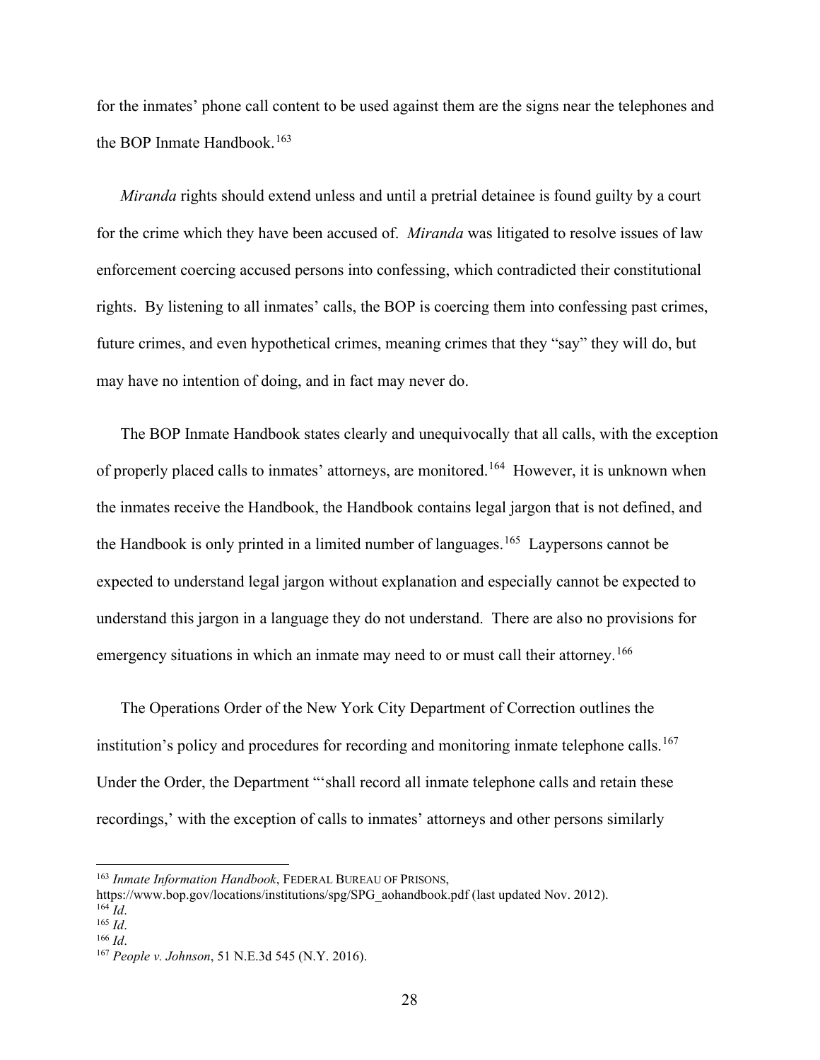for the inmates' phone call content to be used against them are the signs near the telephones and the BOP Inmate Handbook.[163]

*Miranda* rights should extend unless and until a pretrial detainee is found guilty by a court for the crime which they have been accused of. *Miranda* was litigated to resolve issues of law enforcement coercing accused persons into confessing, which contradicted their constitutional rights. By listening to all inmates' calls, the BOP is coercing them into confessing past crimes, future crimes, and even hypothetical crimes, meaning crimes that they "say" they will do, but may have no intention of doing, and in fact may never do.

The BOP Inmate Handbook states clearly and unequivocally that all calls, with the exception of properly placed calls to inmates' attorneys, are monitored.[164] However, it is unknown when the inmates receive the Handbook, the Handbook contains legal jargon that is not defined, and the Handbook is only printed in a limited number of languages.[165] Laypersons cannot be expected to understand legal jargon without explanation and especially cannot be expected to understand this jargon in a language they do not understand. There are also no provisions for emergency situations in which an inmate may need to or must call their attorney.[166]

The Operations Order of the New York City Department of Correction outlines the institution's policy and procedures for recording and monitoring inmate telephone calls.[167] Under the Order, the Department "'shall record all inmate telephone calls and retain these recordings,' with the exception of calls to inmates' attorneys and other persons similarly

---

[163] *Inmate Information Handbook*, FEDERAL BUREAU OF PRISONS, https://www.bop.gov/locations/institutions/spg/SPG_aohandbook.pdf (last updated Nov. 2012).

[164] *Id*.

[165] *Id*.

[166] *Id*.

[167] *People v. Johnson*, 51 N.E.3d 545 (N.Y. 2016).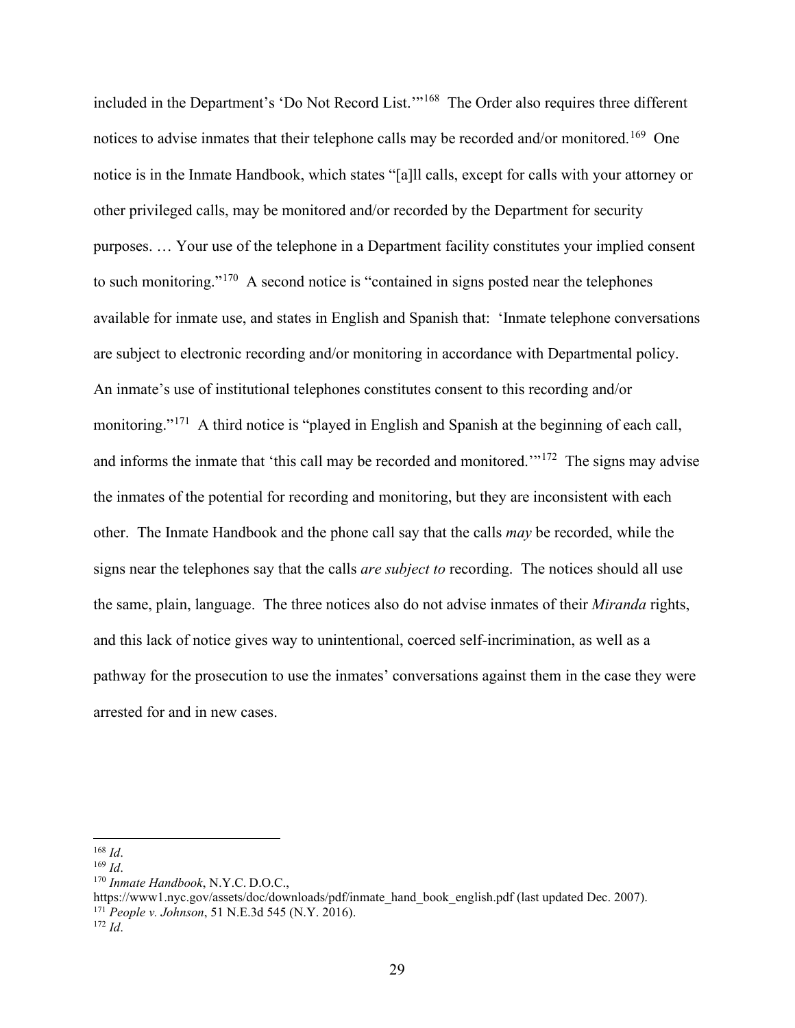included in the Department's 'Do Not Record List.'"[168] The Order also requires three different notices to advise inmates that their telephone calls may be recorded and/or monitored.[169] One notice is in the Inmate Handbook, which states "[a]ll calls, except for calls with your attorney or other privileged calls, may be monitored and/or recorded by the Department for security purposes. … Your use of the telephone in a Department facility constitutes your implied consent to such monitoring."[170] A second notice is "contained in signs posted near the telephones available for inmate use, and states in English and Spanish that: 'Inmate telephone conversations are subject to electronic recording and/or monitoring in accordance with Departmental policy. An inmate's use of institutional telephones constitutes consent to this recording and/or monitoring."[171] A third notice is "played in English and Spanish at the beginning of each call, and informs the inmate that 'this call may be recorded and monitored.'"[172] The signs may advise the inmates of the potential for recording and monitoring, but they are inconsistent with each other. The Inmate Handbook and the phone call say that the calls *may* be recorded, while the signs near the telephones say that the calls *are subject to* recording. The notices should all use the same, plain, language. The three notices also do not advise inmates of their *Miranda* rights, and this lack of notice gives way to unintentional, coerced self-incrimination, as well as a pathway for the prosecution to use the inmates' conversations against them in the case they were arrested for and in new cases.

---

[168] *Id*.

[169] *Id*.

[170] *Inmate Handbook*, N.Y.C. D.O.C., https://www1.nyc.gov/assets/doc/downloads/pdf/inmate_hand_book_english.pdf (last updated Dec. 2007).

[171] *People v. Johnson*, 51 N.E.3d 545 (N.Y. 2016).

[172] *Id*.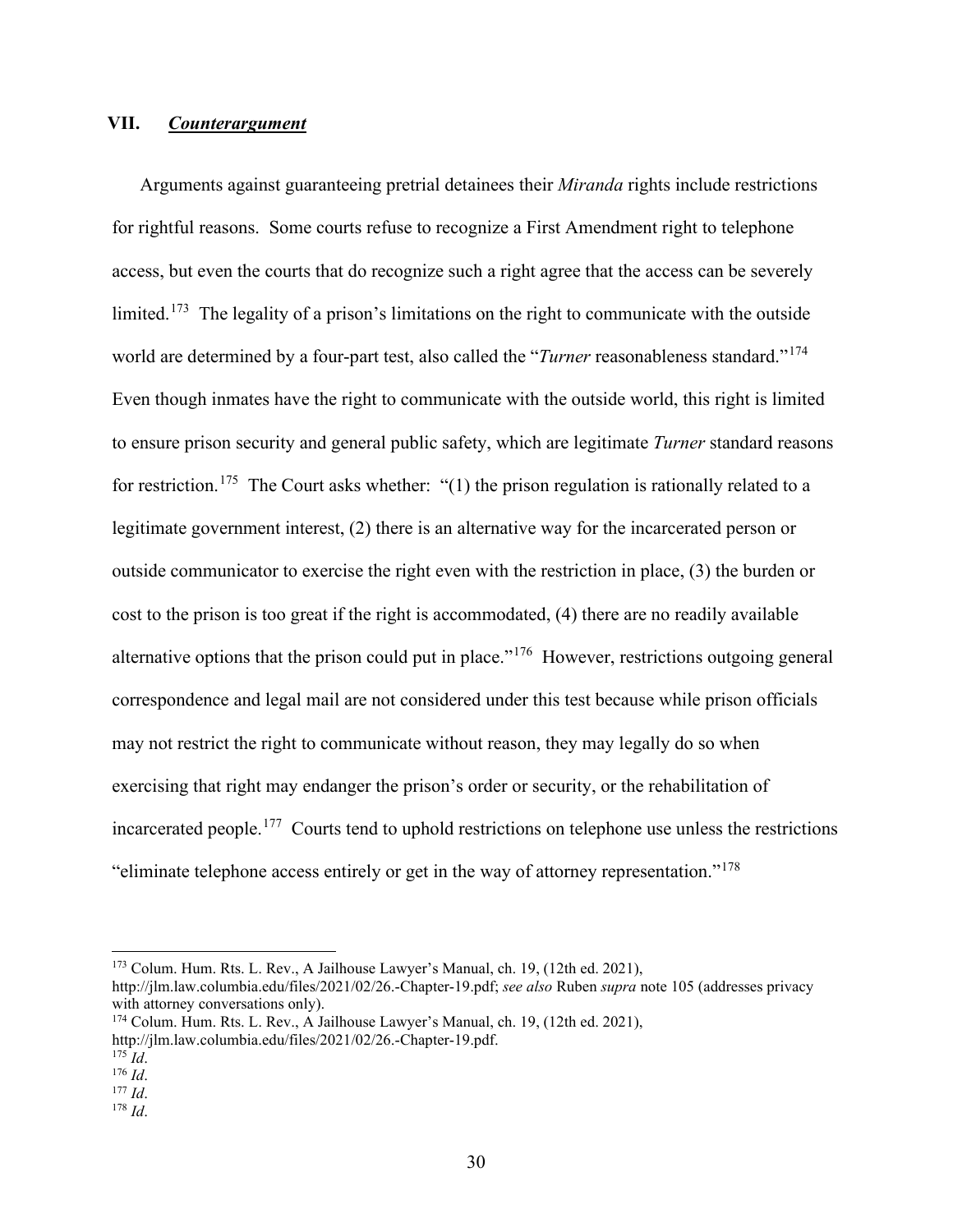## VII. ***Counterargument***

Arguments against guaranteeing pretrial detainees their *Miranda* rights include restrictions for rightful reasons. Some courts refuse to recognize a First Amendment right to telephone access, but even the courts that do recognize such a right agree that the access can be severely limited.[173] The legality of a prison's limitations on the right to communicate with the outside world are determined by a four-part test, also called the "*Turner* reasonableness standard."[174] Even though inmates have the right to communicate with the outside world, this right is limited to ensure prison security and general public safety, which are legitimate *Turner* standard reasons for restriction.[175] The Court asks whether: "(1) the prison regulation is rationally related to a legitimate government interest, (2) there is an alternative way for the incarcerated person or outside communicator to exercise the right even with the restriction in place, (3) the burden or cost to the prison is too great if the right is accommodated, (4) there are no readily available alternative options that the prison could put in place."[176] However, restrictions outgoing general correspondence and legal mail are not considered under this test because while prison officials may not restrict the right to communicate without reason, they may legally do so when exercising that right may endanger the prison's order or security, or the rehabilitation of incarcerated people.[177] Courts tend to uphold restrictions on telephone use unless the restrictions "eliminate telephone access entirely or get in the way of attorney representation."[178]

---

[173] Colum. Hum. Rts. L. Rev., A Jailhouse Lawyer's Manual, ch. 19, (12th ed. 2021), http://jlm.law.columbia.edu/files/2021/02/26.-Chapter-19.pdf; *see also* Ruben *supra* note 105 (addresses privacy with attorney conversations only).

[174] Colum. Hum. Rts. L. Rev., A Jailhouse Lawyer's Manual, ch. 19, (12th ed. 2021), http://jlm.law.columbia.edu/files/2021/02/26.-Chapter-19.pdf.

[175] *Id*.

[176] *Id*.

[177] *Id*.

[178] *Id*.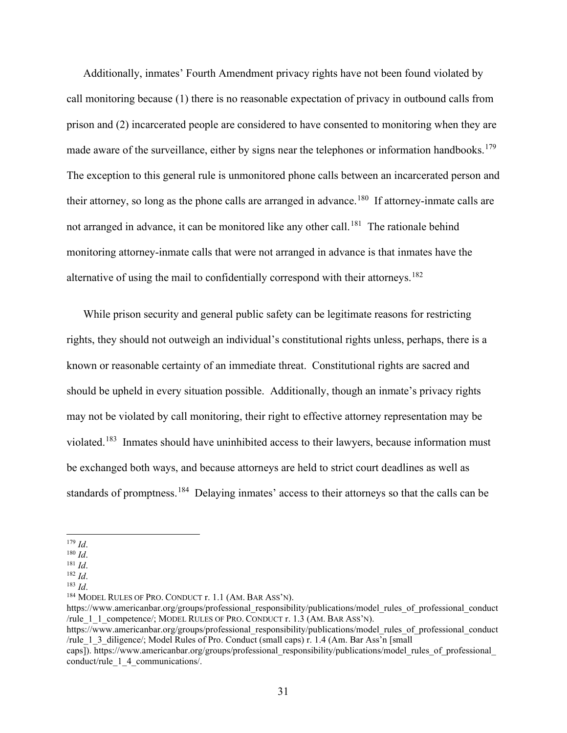Additionally, inmates' Fourth Amendment privacy rights have not been found violated by call monitoring because (1) there is no reasonable expectation of privacy in outbound calls from prison and (2) incarcerated people are considered to have consented to monitoring when they are made aware of the surveillance, either by signs near the telephones or information handbooks.[179] The exception to this general rule is unmonitored phone calls between an incarcerated person and their attorney, so long as the phone calls are arranged in advance.[180] If attorney-inmate calls are not arranged in advance, it can be monitored like any other call.[181] The rationale behind monitoring attorney-inmate calls that were not arranged in advance is that inmates have the alternative of using the mail to confidentially correspond with their attorneys.[182]

While prison security and general public safety can be legitimate reasons for restricting rights, they should not outweigh an individual's constitutional rights unless, perhaps, there is a known or reasonable certainty of an immediate threat. Constitutional rights are sacred and should be upheld in every situation possible. Additionally, though an inmate's privacy rights may not be violated by call monitoring, their right to effective attorney representation may be violated.[183] Inmates should have uninhibited access to their lawyers, because information must be exchanged both ways, and because attorneys are held to strict court deadlines as well as standards of promptness.[184] Delaying inmates' access to their attorneys so that the calls can be

---

[179] *Id*.

[180] *Id*.

[181] *Id*.

[182] *Id*.

[183] *Id*.

[184] MODEL RULES OF PRO. CONDUCT r. 1.1 (AM. BAR ASS'N). https://www.americanbar.org/groups/professional_responsibility/publications/model_rules_of_professional_conduct/rule_1_1_competence/; MODEL RULES OF PRO. CONDUCT r. 1.3 (AM. BAR ASS'N). https://www.americanbar.org/groups/professional_responsibility/publications/model_rules_of_professional_conduct/rule_1_3_diligence/; Model Rules of Pro. Conduct (small caps) r. 1.4 (Am. Bar Ass'n [small caps]). https://www.americanbar.org/groups/professional_responsibility/publications/model_rules_of_professional_conduct/rule_1_4_communications/.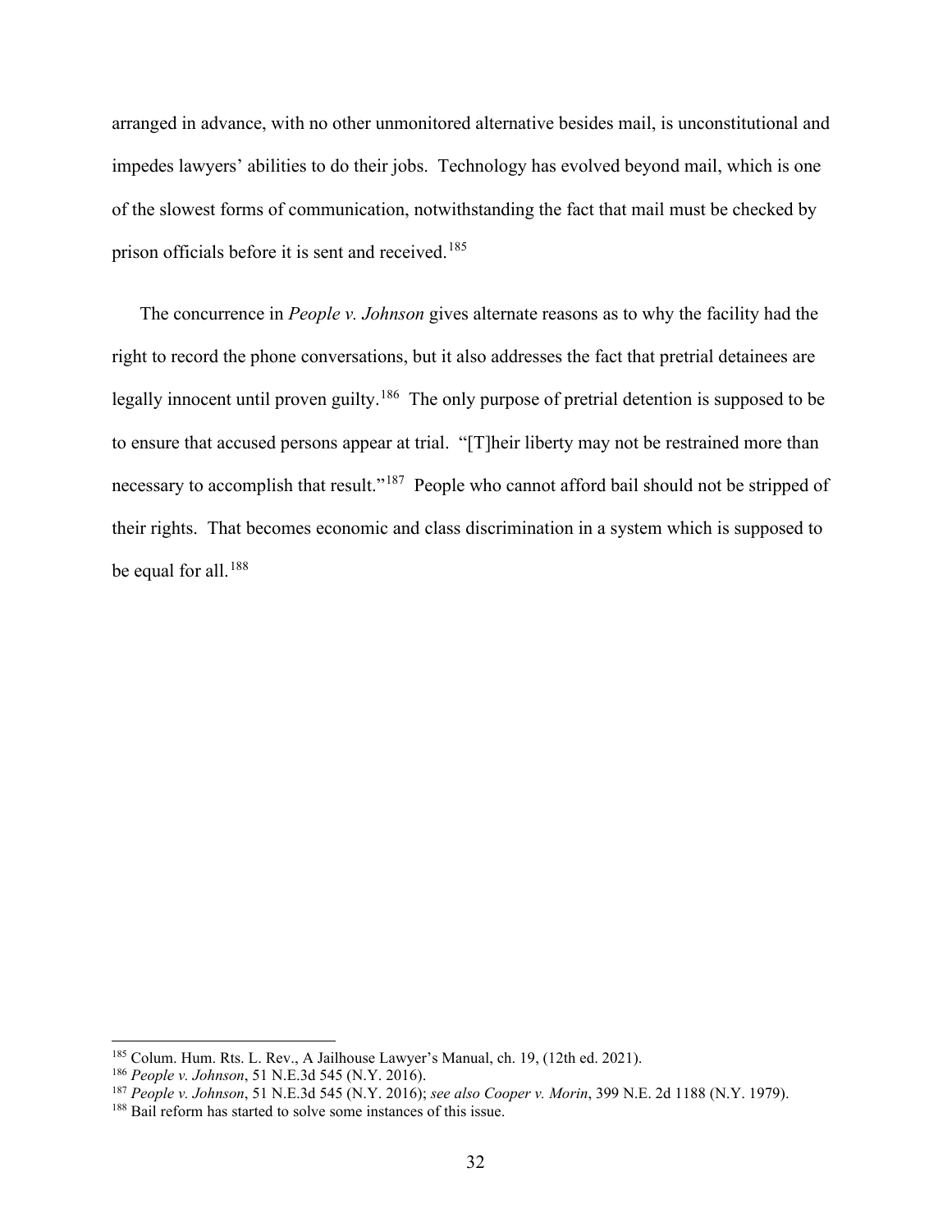arranged in advance, with no other unmonitored alternative besides mail, is unconstitutional and impedes lawyers' abilities to do their jobs. Technology has evolved beyond mail, which is one of the slowest forms of communication, notwithstanding the fact that mail must be checked by prison officials before it is sent and received.[185]

The concurrence in *People v. Johnson* gives alternate reasons as to why the facility had the right to record the phone conversations, but it also addresses the fact that pretrial detainees are legally innocent until proven guilty.[186] The only purpose of pretrial detention is supposed to be to ensure that accused persons appear at trial. "[T]heir liberty may not be restrained more than necessary to accomplish that result."[187] People who cannot afford bail should not be stripped of their rights. That becomes economic and class discrimination in a system which is supposed to be equal for all.[188]

---

[185] Colum. Hum. Rts. L. Rev., A Jailhouse Lawyer's Manual, ch. 19, (12th ed. 2021).

[186] *People v. Johnson*, 51 N.E.3d 545 (N.Y. 2016).

[187] *People v. Johnson*, 51 N.E.3d 545 (N.Y. 2016); *see also Cooper v. Morin*, 399 N.E. 2d 1188 (N.Y. 1979).

[188] Bail reform has started to solve some instances of this issue.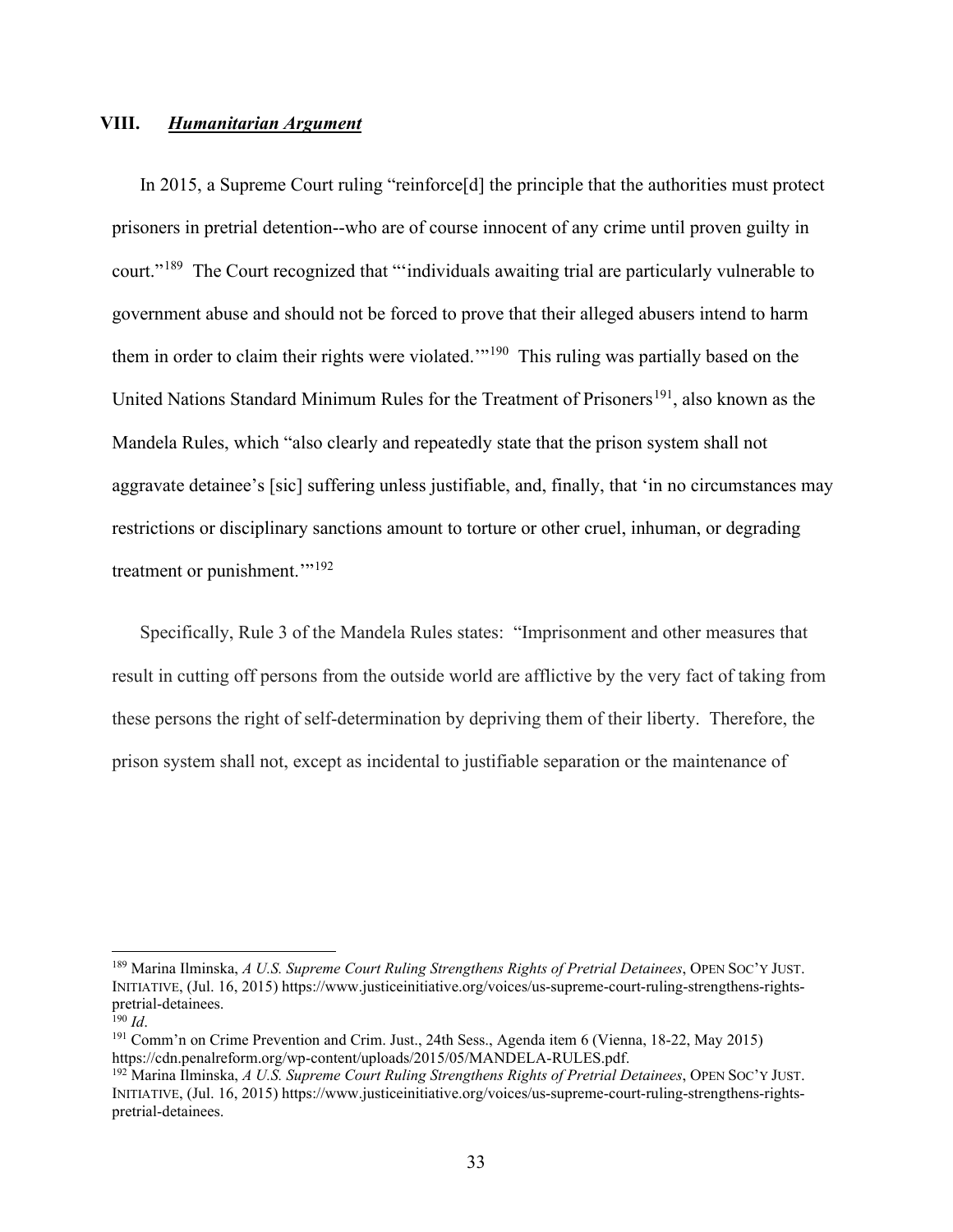## VIII. ***Humanitarian Argument***

In 2015, a Supreme Court ruling "reinforce[d] the principle that the authorities must protect prisoners in pretrial detention--who are of course innocent of any crime until proven guilty in court."[189] The Court recognized that "'individuals awaiting trial are particularly vulnerable to government abuse and should not be forced to prove that their alleged abusers intend to harm them in order to claim their rights were violated.'"[190] This ruling was partially based on the United Nations Standard Minimum Rules for the Treatment of Prisoners[191], also known as the Mandela Rules, which "also clearly and repeatedly state that the prison system shall not aggravate detainee's [sic] suffering unless justifiable, and, finally, that 'in no circumstances may restrictions or disciplinary sanctions amount to torture or other cruel, inhuman, or degrading treatment or punishment.'"[192]

Specifically, Rule 3 of the Mandela Rules states: "Imprisonment and other measures that result in cutting off persons from the outside world are afflictive by the very fact of taking from these persons the right of self-determination by depriving them of their liberty. Therefore, the prison system shall not, except as incidental to justifiable separation or the maintenance of

---

[189] Marina Ilminska, *A U.S. Supreme Court Ruling Strengthens Rights of Pretrial Detainees*, OPEN SOC'Y JUST. INITIATIVE, (Jul. 16, 2015) https://www.justiceinitiative.org/voices/us-supreme-court-ruling-strengthens-rights-pretrial-detainees.

[190] *Id*.

[191] Comm'n on Crime Prevention and Crim. Just., 24th Sess., Agenda item 6 (Vienna, 18-22, May 2015) https://cdn.penalreform.org/wp-content/uploads/2015/05/MANDELA-RULES.pdf.

[192] Marina Ilminska, *A U.S. Supreme Court Ruling Strengthens Rights of Pretrial Detainees*, OPEN SOC'Y JUST. INITIATIVE, (Jul. 16, 2015) https://www.justiceinitiative.org/voices/us-supreme-court-ruling-strengthens-rights-pretrial-detainees.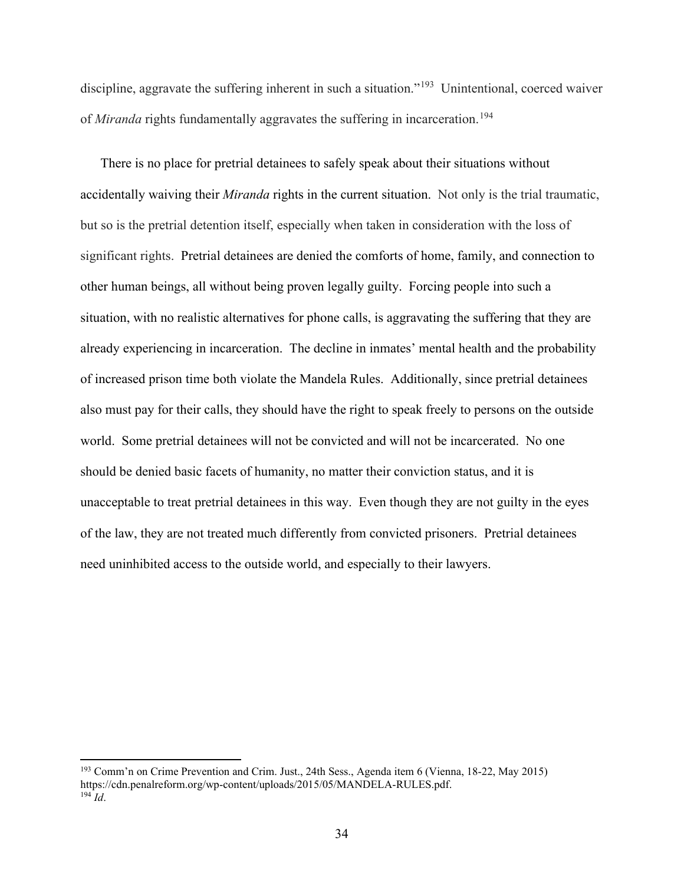discipline, aggravate the suffering inherent in such a situation."[193] Unintentional, coerced waiver of *Miranda* rights fundamentally aggravates the suffering in incarceration.[194]

There is no place for pretrial detainees to safely speak about their situations without accidentally waiving their *Miranda* rights in the current situation. Not only is the trial traumatic, but so is the pretrial detention itself, especially when taken in consideration with the loss of significant rights. Pretrial detainees are denied the comforts of home, family, and connection to other human beings, all without being proven legally guilty. Forcing people into such a situation, with no realistic alternatives for phone calls, is aggravating the suffering that they are already experiencing in incarceration. The decline in inmates' mental health and the probability of increased prison time both violate the Mandela Rules. Additionally, since pretrial detainees also must pay for their calls, they should have the right to speak freely to persons on the outside world. Some pretrial detainees will not be convicted and will not be incarcerated. No one should be denied basic facets of humanity, no matter their conviction status, and it is unacceptable to treat pretrial detainees in this way. Even though they are not guilty in the eyes of the law, they are not treated much differently from convicted prisoners. Pretrial detainees need uninhibited access to the outside world, and especially to their lawyers.

---

[193] Comm'n on Crime Prevention and Crim. Just., 24th Sess., Agenda item 6 (Vienna, 18-22, May 2015) https://cdn.penalreform.org/wp-content/uploads/2015/05/MANDELA-RULES.pdf.

[194] *Id*.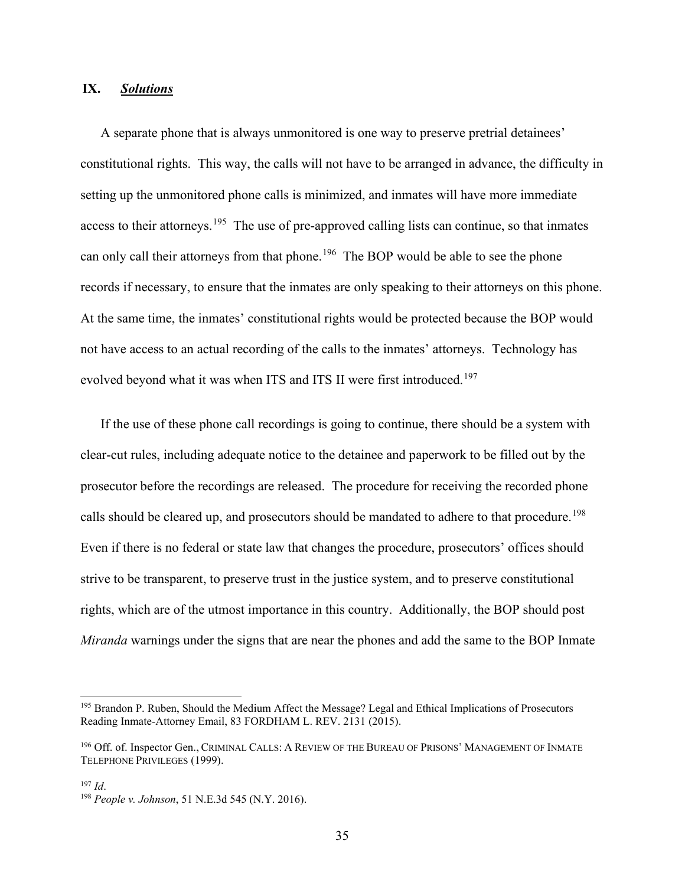## IX. ***Solutions***

A separate phone that is always unmonitored is one way to preserve pretrial detainees' constitutional rights. This way, the calls will not have to be arranged in advance, the difficulty in setting up the unmonitored phone calls is minimized, and inmates will have more immediate access to their attorneys.[195] The use of pre-approved calling lists can continue, so that inmates can only call their attorneys from that phone.[196] The BOP would be able to see the phone records if necessary, to ensure that the inmates are only speaking to their attorneys on this phone. At the same time, the inmates' constitutional rights would be protected because the BOP would not have access to an actual recording of the calls to the inmates' attorneys. Technology has evolved beyond what it was when ITS and ITS II were first introduced.[197]

If the use of these phone call recordings is going to continue, there should be a system with clear-cut rules, including adequate notice to the detainee and paperwork to be filled out by the prosecutor before the recordings are released. The procedure for receiving the recorded phone calls should be cleared up, and prosecutors should be mandated to adhere to that procedure.[198] Even if there is no federal or state law that changes the procedure, prosecutors' offices should strive to be transparent, to preserve trust in the justice system, and to preserve constitutional rights, which are of the utmost importance in this country. Additionally, the BOP should post *Miranda* warnings under the signs that are near the phones and add the same to the BOP Inmate

---

[195] Brandon P. Ruben, Should the Medium Affect the Message? Legal and Ethical Implications of Prosecutors Reading Inmate-Attorney Email, 83 FORDHAM L. REV. 2131 (2015).

[196] Off. of. Inspector Gen., CRIMINAL CALLS: A REVIEW OF THE BUREAU OF PRISONS' MANAGEMENT OF INMATE TELEPHONE PRIVILEGES (1999).

[197] *Id*.

[198] *People v. Johnson*, 51 N.E.3d 545 (N.Y. 2016).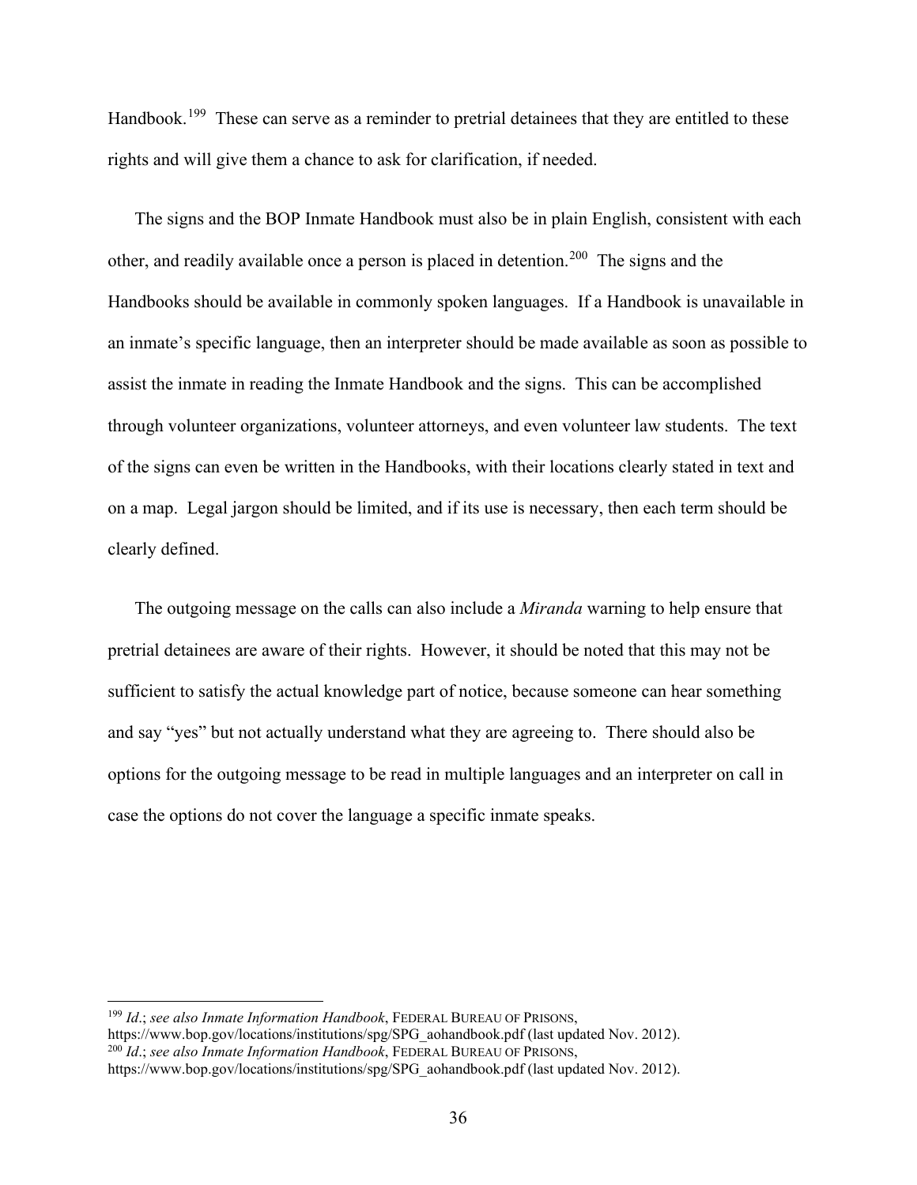Handbook.[199] These can serve as a reminder to pretrial detainees that they are entitled to these rights and will give them a chance to ask for clarification, if needed.

The signs and the BOP Inmate Handbook must also be in plain English, consistent with each other, and readily available once a person is placed in detention.[200] The signs and the Handbooks should be available in commonly spoken languages. If a Handbook is unavailable in an inmate's specific language, then an interpreter should be made available as soon as possible to assist the inmate in reading the Inmate Handbook and the signs. This can be accomplished through volunteer organizations, volunteer attorneys, and even volunteer law students. The text of the signs can even be written in the Handbooks, with their locations clearly stated in text and on a map. Legal jargon should be limited, and if its use is necessary, then each term should be clearly defined.

The outgoing message on the calls can also include a *Miranda* warning to help ensure that pretrial detainees are aware of their rights. However, it should be noted that this may not be sufficient to satisfy the actual knowledge part of notice, because someone can hear something and say "yes" but not actually understand what they are agreeing to. There should also be options for the outgoing message to be read in multiple languages and an interpreter on call in case the options do not cover the language a specific inmate speaks.

---

[199] *Id*.; *see also Inmate Information Handbook*, FEDERAL BUREAU OF PRISONS, https://www.bop.gov/locations/institutions/spg/SPG_aohandbook.pdf (last updated Nov. 2012).

[200] *Id*.; *see also Inmate Information Handbook*, FEDERAL BUREAU OF PRISONS, https://www.bop.gov/locations/institutions/spg/SPG_aohandbook.pdf (last updated Nov. 2012).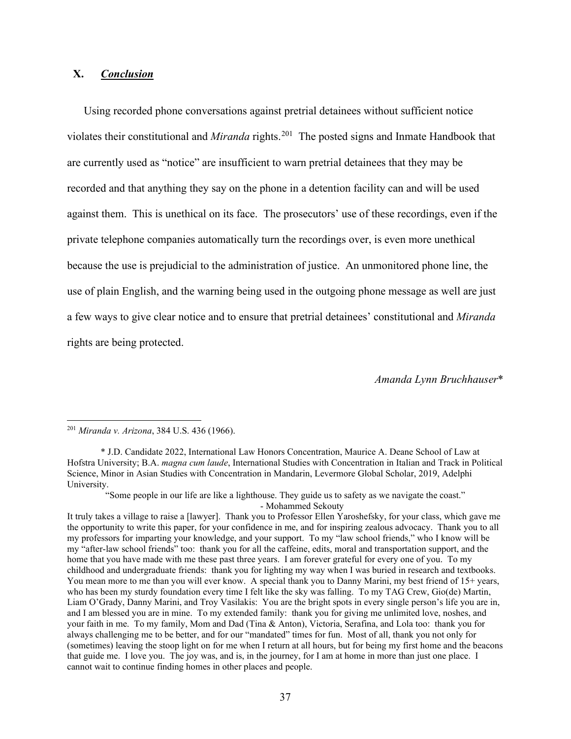## X. *Conclusion*

Using recorded phone conversations against pretrial detainees without sufficient notice violates their constitutional and *Miranda* rights.[201] The posted signs and Inmate Handbook that are currently used as "notice" are insufficient to warn pretrial detainees that they may be recorded and that anything they say on the phone in a detention facility can and will be used against them. This is unethical on its face. The prosecutors' use of these recordings, even if the private telephone companies automatically turn the recordings over, is even more unethical because the use is prejudicial to the administration of justice. An unmonitored phone line, the use of plain English, and the warning being used in the outgoing phone message as well are just a few ways to give clear notice and to ensure that pretrial detainees' constitutional and *Miranda* rights are being protected.

*Amanda Lynn Bruchhauser*\*

---

[201] *Miranda v. Arizona*, 384 U.S. 436 (1966).

\* J.D. Candidate 2022, International Law Honors Concentration, Maurice A. Deane School of Law at Hofstra University; B.A. *magna cum laude*, International Studies with Concentration in Italian and Track in Political Science, Minor in Asian Studies with Concentration in Mandarin, Levermore Global Scholar, 2019, Adelphi University.

"Some people in our life are like a lighthouse. They guide us to safety as we navigate the coast."
- Mohammed Sekouty

It truly takes a village to raise a [lawyer]. Thank you to Professor Ellen Yaroshefsky, for your class, which gave me the opportunity to write this paper, for your confidence in me, and for inspiring zealous advocacy. Thank you to all my professors for imparting your knowledge, and your support. To my "law school friends," who I know will be my "after-law school friends" too: thank you for all the caffeine, edits, moral and transportation support, and the home that you have made with me these past three years. I am forever grateful for every one of you. To my childhood and undergraduate friends: thank you for lighting my way when I was buried in research and textbooks. You mean more to me than you will ever know. A special thank you to Danny Marini, my best friend of 15+ years, who has been my sturdy foundation every time I felt like the sky was falling. To my TAG Crew, Gio(de) Martin, Liam O'Grady, Danny Marini, and Troy Vasilakis: You are the bright spots in every single person's life you are in, and I am blessed you are in mine. To my extended family: thank you for giving me unlimited love, noshes, and your faith in me. To my family, Mom and Dad (Tina & Anton), Victoria, Serafina, and Lola too: thank you for always challenging me to be better, and for our "mandated" times for fun. Most of all, thank you not only for (sometimes) leaving the stoop light on for me when I return at all hours, but for being my first home and the beacons that guide me. I love you. The joy was, and is, in the journey, for I am at home in more than just one place. I cannot wait to continue finding homes in other places and people.